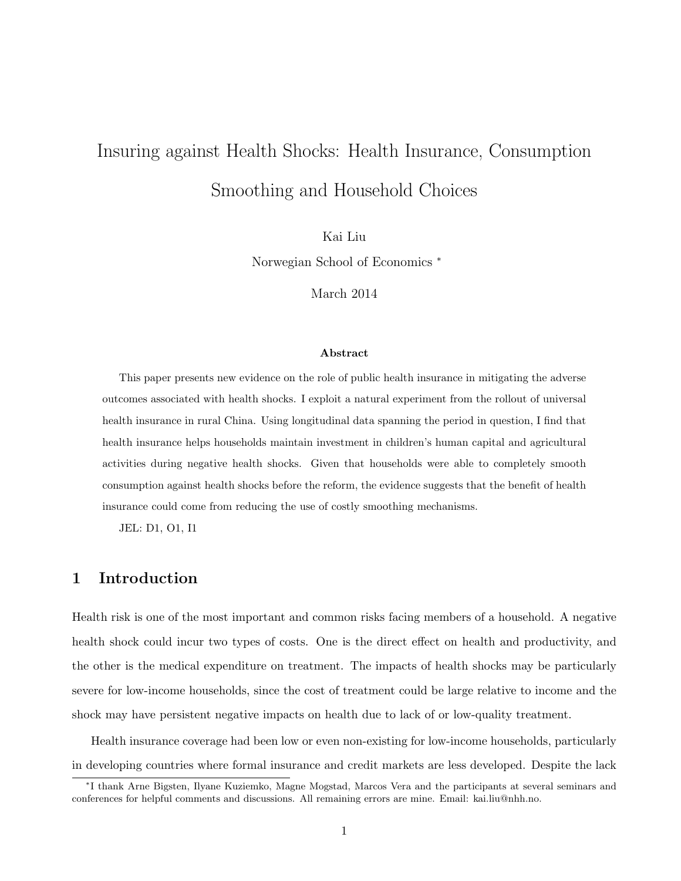# Insuring against Health Shocks: Health Insurance, Consumption Smoothing and Household Choices

Kai Liu

Norwegian School of Economics [*]

March 2014

**Abstract**

This paper presents new evidence on the role of public health insurance in mitigating the adverse outcomes associated with health shocks. I exploit a natural experiment from the rollout of universal health insurance in rural China. Using longitudinal data spanning the period in question, I find that health insurance helps households maintain investment in children's human capital and agricultural activities during negative health shocks. Given that households were able to completely smooth consumption against health shocks before the reform, the evidence suggests that the benefit of health insurance could come from reducing the use of costly smoothing mechanisms.

JEL: D1, O1, I1

## 1 Introduction

Health risk is one of the most important and common risks facing members of a household. A negative health shock could incur two types of costs. One is the direct effect on health and productivity, and the other is the medical expenditure on treatment. The impacts of health shocks may be particularly severe for low-income households, since the cost of treatment could be large relative to income and the shock may have persistent negative impacts on health due to lack of or low-quality treatment.

Health insurance coverage had been low or even non-existing for low-income households, particularly in developing countries where formal insurance and credit markets are less developed. Despite the lack

[*] I thank Arne Bigsten, Ilyane Kuziemko, Magne Mogstad, Marcos Vera and the participants at several seminars and conferences for helpful comments and discussions. All remaining errors are mine. Email: kai.liu@nhh.no.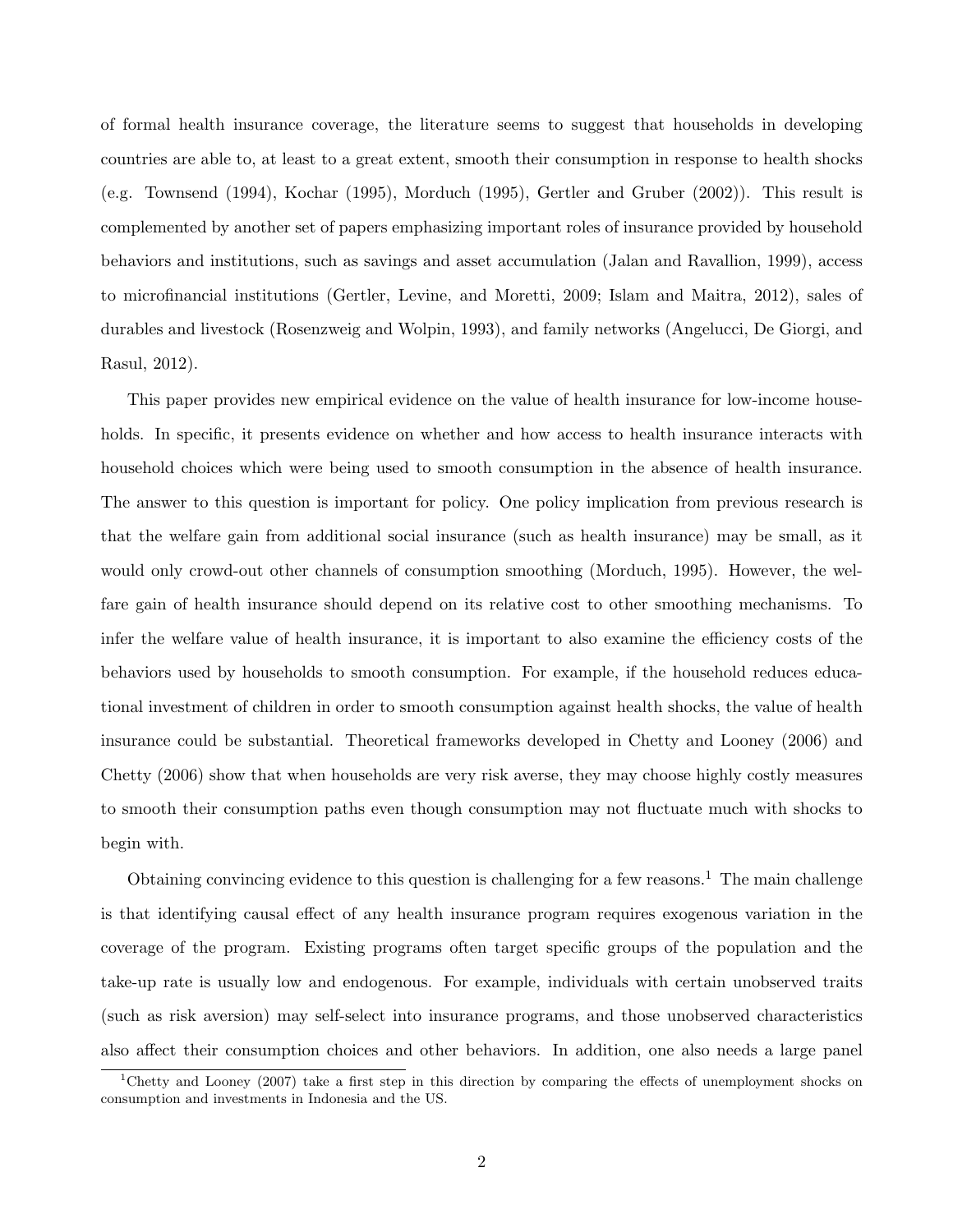of formal health insurance coverage, the literature seems to suggest that households in developing countries are able to, at least to a great extent, smooth their consumption in response to health shocks (e.g. Townsend (1994), Kochar (1995), Morduch (1995), Gertler and Gruber (2002)). This result is complemented by another set of papers emphasizing important roles of insurance provided by household behaviors and institutions, such as savings and asset accumulation (Jalan and Ravallion, 1999), access to microfinancial institutions (Gertler, Levine, and Moretti, 2009; Islam and Maitra, 2012), sales of durables and livestock (Rosenzweig and Wolpin, 1993), and family networks (Angelucci, De Giorgi, and Rasul, 2012).

This paper provides new empirical evidence on the value of health insurance for low-income households. In specific, it presents evidence on whether and how access to health insurance interacts with household choices which were being used to smooth consumption in the absence of health insurance. The answer to this question is important for policy. One policy implication from previous research is that the welfare gain from additional social insurance (such as health insurance) may be small, as it would only crowd-out other channels of consumption smoothing (Morduch, 1995). However, the welfare gain of health insurance should depend on its relative cost to other smoothing mechanisms. To infer the welfare value of health insurance, it is important to also examine the efficiency costs of the behaviors used by households to smooth consumption. For example, if the household reduces educational investment of children in order to smooth consumption against health shocks, the value of health insurance could be substantial. Theoretical frameworks developed in Chetty and Looney (2006) and Chetty (2006) show that when households are very risk averse, they may choose highly costly measures to smooth their consumption paths even though consumption may not fluctuate much with shocks to begin with.

Obtaining convincing evidence to this question is challenging for a few reasons.[1] The main challenge is that identifying causal effect of any health insurance program requires exogenous variation in the coverage of the program. Existing programs often target specific groups of the population and the take-up rate is usually low and endogenous. For example, individuals with certain unobserved traits (such as risk aversion) may self-select into insurance programs, and those unobserved characteristics also affect their consumption choices and other behaviors. In addition, one also needs a large panel

[1] Chetty and Looney (2007) take a first step in this direction by comparing the effects of unemployment shocks on consumption and investments in Indonesia and the US.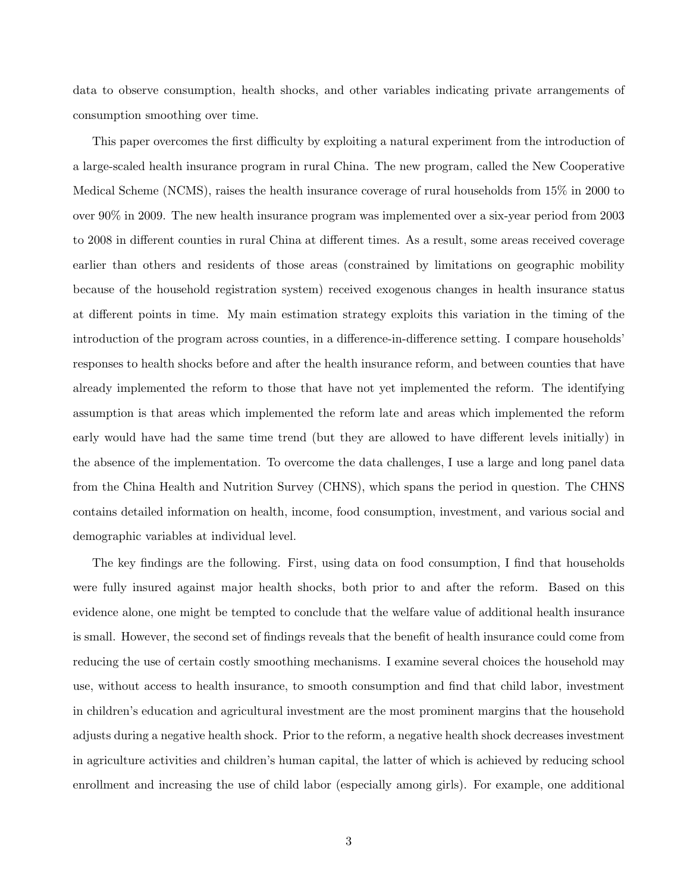data to observe consumption, health shocks, and other variables indicating private arrangements of consumption smoothing over time.

This paper overcomes the first difficulty by exploiting a natural experiment from the introduction of a large-scaled health insurance program in rural China. The new program, called the New Cooperative Medical Scheme (NCMS), raises the health insurance coverage of rural households from 15% in 2000 to over 90% in 2009. The new health insurance program was implemented over a six-year period from 2003 to 2008 in different counties in rural China at different times. As a result, some areas received coverage earlier than others and residents of those areas (constrained by limitations on geographic mobility because of the household registration system) received exogenous changes in health insurance status at different points in time. My main estimation strategy exploits this variation in the timing of the introduction of the program across counties, in a difference-in-difference setting. I compare households' responses to health shocks before and after the health insurance reform, and between counties that have already implemented the reform to those that have not yet implemented the reform. The identifying assumption is that areas which implemented the reform late and areas which implemented the reform early would have had the same time trend (but they are allowed to have different levels initially) in the absence of the implementation. To overcome the data challenges, I use a large and long panel data from the China Health and Nutrition Survey (CHNS), which spans the period in question. The CHNS contains detailed information on health, income, food consumption, investment, and various social and demographic variables at individual level.

The key findings are the following. First, using data on food consumption, I find that households were fully insured against major health shocks, both prior to and after the reform. Based on this evidence alone, one might be tempted to conclude that the welfare value of additional health insurance is small. However, the second set of findings reveals that the benefit of health insurance could come from reducing the use of certain costly smoothing mechanisms. I examine several choices the household may use, without access to health insurance, to smooth consumption and find that child labor, investment in children's education and agricultural investment are the most prominent margins that the household adjusts during a negative health shock. Prior to the reform, a negative health shock decreases investment in agriculture activities and children's human capital, the latter of which is achieved by reducing school enrollment and increasing the use of child labor (especially among girls). For example, one additional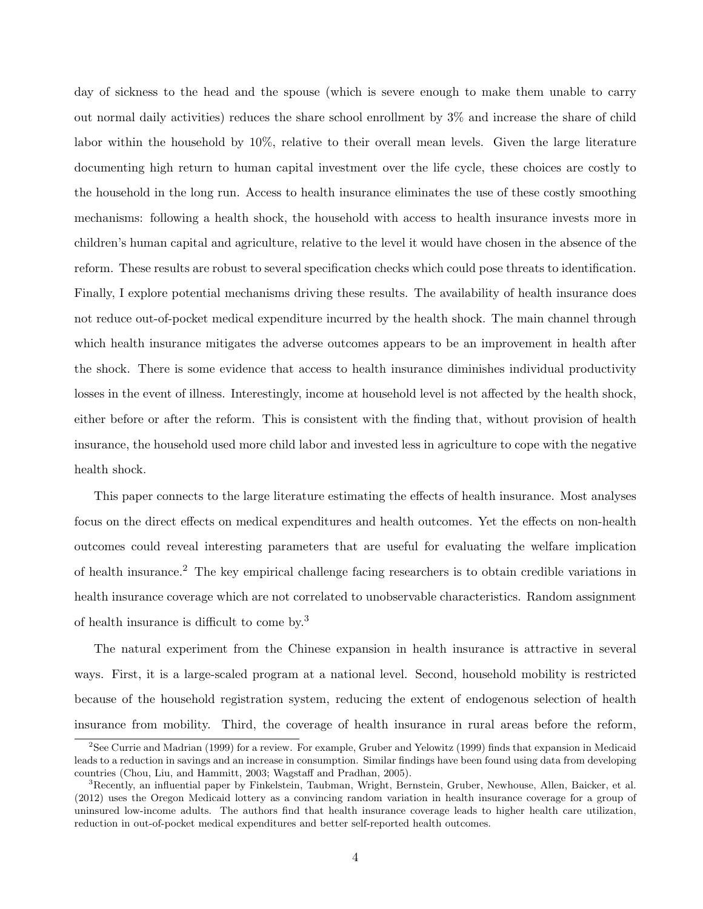day of sickness to the head and the spouse (which is severe enough to make them unable to carry out normal daily activities) reduces the share school enrollment by 3% and increase the share of child labor within the household by 10%, relative to their overall mean levels. Given the large literature documenting high return to human capital investment over the life cycle, these choices are costly to the household in the long run. Access to health insurance eliminates the use of these costly smoothing mechanisms: following a health shock, the household with access to health insurance invests more in children's human capital and agriculture, relative to the level it would have chosen in the absence of the reform. These results are robust to several specification checks which could pose threats to identification. Finally, I explore potential mechanisms driving these results. The availability of health insurance does not reduce out-of-pocket medical expenditure incurred by the health shock. The main channel through which health insurance mitigates the adverse outcomes appears to be an improvement in health after the shock. There is some evidence that access to health insurance diminishes individual productivity losses in the event of illness. Interestingly, income at household level is not affected by the health shock, either before or after the reform. This is consistent with the finding that, without provision of health insurance, the household used more child labor and invested less in agriculture to cope with the negative health shock.

This paper connects to the large literature estimating the effects of health insurance. Most analyses focus on the direct effects on medical expenditures and health outcomes. Yet the effects on non-health outcomes could reveal interesting parameters that are useful for evaluating the welfare implication of health insurance.[2] The key empirical challenge facing researchers is to obtain credible variations in health insurance coverage which are not correlated to unobservable characteristics. Random assignment of health insurance is difficult to come by.[3]

The natural experiment from the Chinese expansion in health insurance is attractive in several ways. First, it is a large-scaled program at a national level. Second, household mobility is restricted because of the household registration system, reducing the extent of endogenous selection of health insurance from mobility. Third, the coverage of health insurance in rural areas before the reform,

[2] See Currie and Madrian (1999) for a review. For example, Gruber and Yelowitz (1999) finds that expansion in Medicaid leads to a reduction in savings and an increase in consumption. Similar findings have been found using data from developing countries (Chou, Liu, and Hammitt, 2003; Wagstaff and Pradhan, 2005).

[3] Recently, an influential paper by Finkelstein, Taubman, Wright, Bernstein, Gruber, Newhouse, Allen, Baicker, et al. (2012) uses the Oregon Medicaid lottery as a convincing random variation in health insurance coverage for a group of uninsured low-income adults. The authors find that health insurance coverage leads to higher health care utilization, reduction in out-of-pocket medical expenditures and better self-reported health outcomes.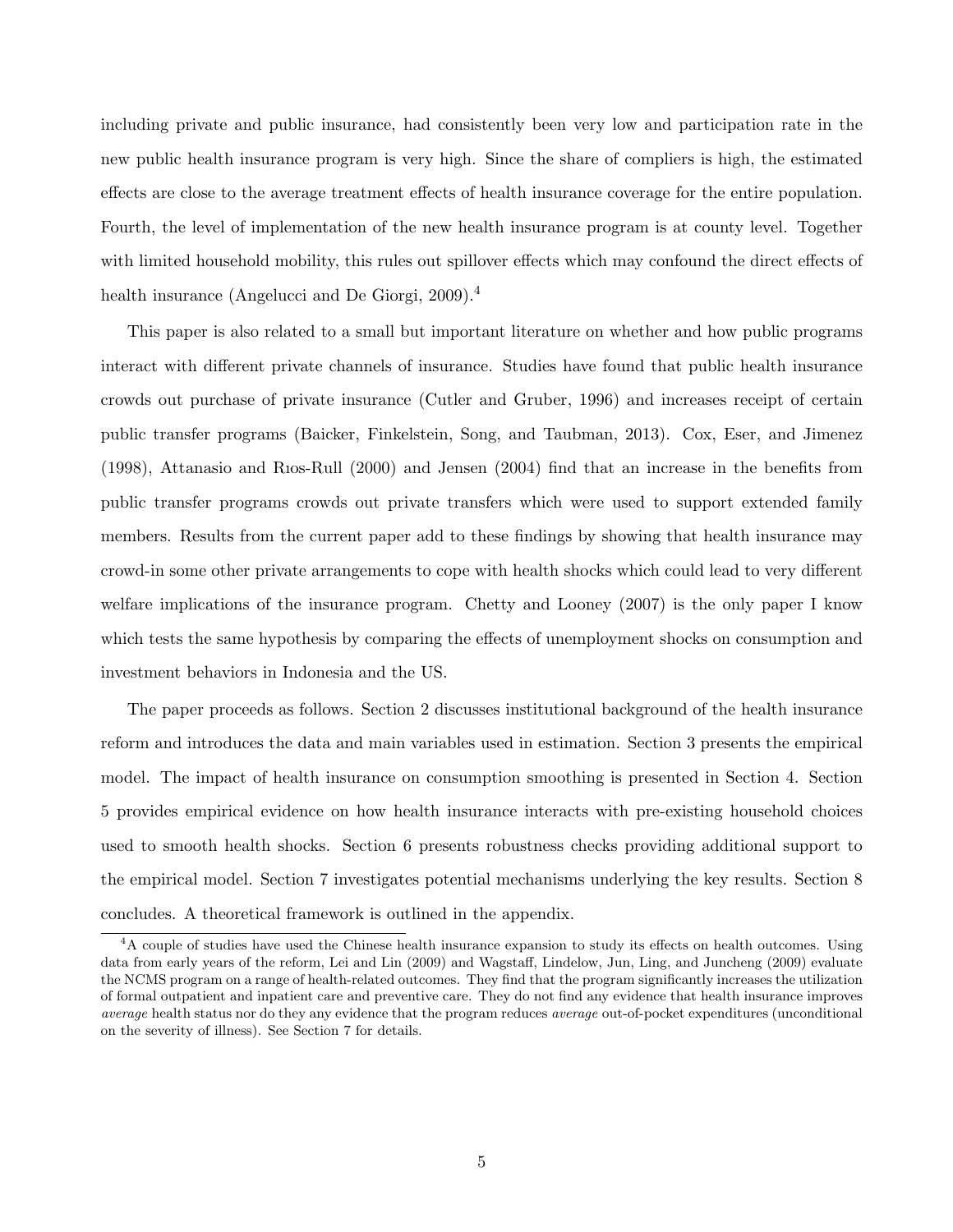including private and public insurance, had consistently been very low and participation rate in the new public health insurance program is very high. Since the share of compliers is high, the estimated effects are close to the average treatment effects of health insurance coverage for the entire population. Fourth, the level of implementation of the new health insurance program is at county level. Together with limited household mobility, this rules out spillover effects which may confound the direct effects of health insurance (Angelucci and De Giorgi, 2009).[4]

This paper is also related to a small but important literature on whether and how public programs interact with different private channels of insurance. Studies have found that public health insurance crowds out purchase of private insurance (Cutler and Gruber, 1996) and increases receipt of certain public transfer programs (Baicker, Finkelstein, Song, and Taubman, 2013). Cox, Eser, and Jimenez (1998), Attanasio and Rıos-Rull (2000) and Jensen (2004) find that an increase in the benefits from public transfer programs crowds out private transfers which were used to support extended family members. Results from the current paper add to these findings by showing that health insurance may crowd-in some other private arrangements to cope with health shocks which could lead to very different welfare implications of the insurance program. Chetty and Looney (2007) is the only paper I know which tests the same hypothesis by comparing the effects of unemployment shocks on consumption and investment behaviors in Indonesia and the US.

The paper proceeds as follows. Section 2 discusses institutional background of the health insurance reform and introduces the data and main variables used in estimation. Section 3 presents the empirical model. The impact of health insurance on consumption smoothing is presented in Section 4. Section 5 provides empirical evidence on how health insurance interacts with pre-existing household choices used to smooth health shocks. Section 6 presents robustness checks providing additional support to the empirical model. Section 7 investigates potential mechanisms underlying the key results. Section 8 concludes. A theoretical framework is outlined in the appendix.

[4]A couple of studies have used the Chinese health insurance expansion to study its effects on health outcomes. Using data from early years of the reform, Lei and Lin (2009) and Wagstaff, Lindelow, Jun, Ling, and Juncheng (2009) evaluate the NCMS program on a range of health-related outcomes. They find that the program significantly increases the utilization of formal outpatient and inpatient care and preventive care. They do not find any evidence that health insurance improves *average* health status nor do they any evidence that the program reduces *average* out-of-pocket expenditures (unconditional on the severity of illness). See Section 7 for details.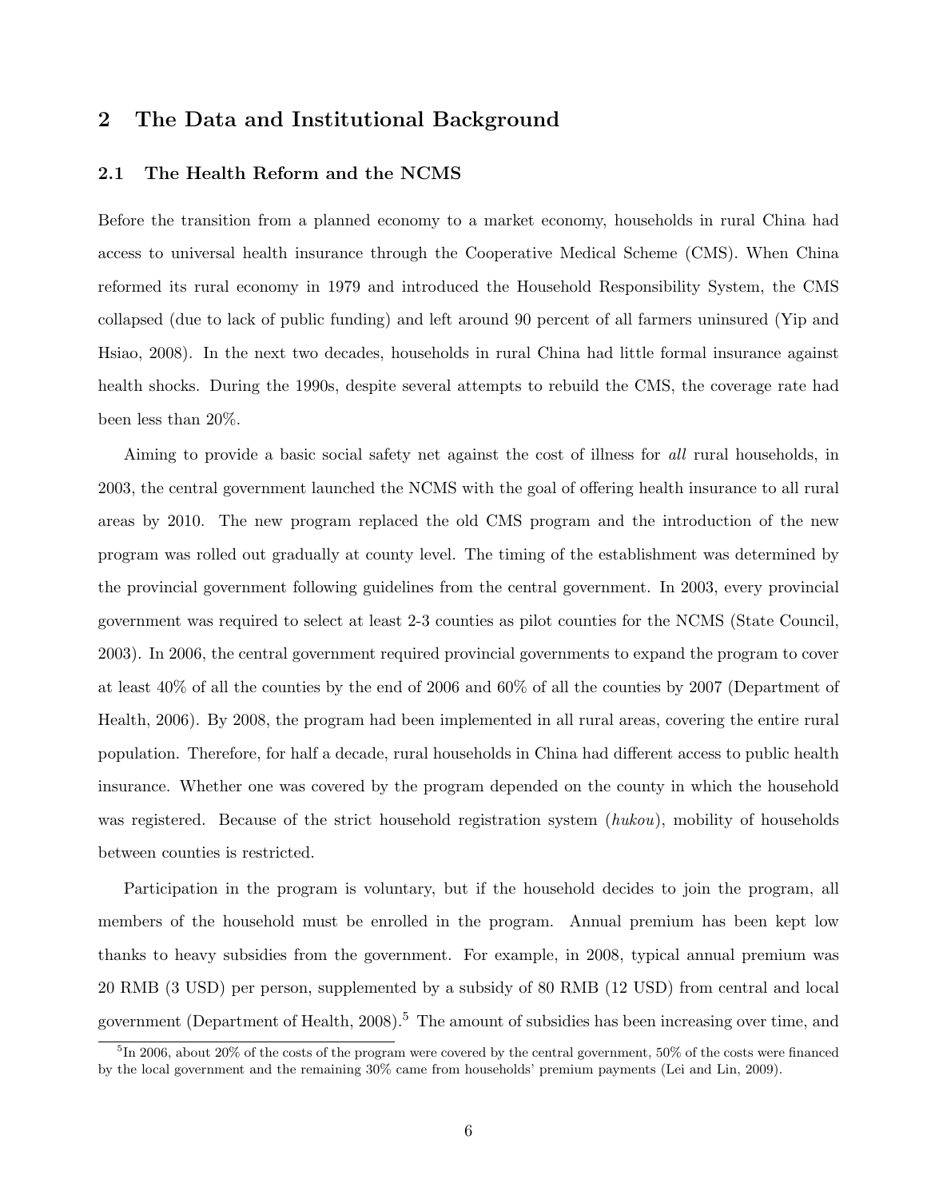## 2 The Data and Institutional Background

### 2.1 The Health Reform and the NCMS

Before the transition from a planned economy to a market economy, households in rural China had access to universal health insurance through the Cooperative Medical Scheme (CMS). When China reformed its rural economy in 1979 and introduced the Household Responsibility System, the CMS collapsed (due to lack of public funding) and left around 90 percent of all farmers uninsured (Yip and Hsiao, 2008). In the next two decades, households in rural China had little formal insurance against health shocks. During the 1990s, despite several attempts to rebuild the CMS, the coverage rate had been less than 20%.

Aiming to provide a basic social safety net against the cost of illness for *all* rural households, in 2003, the central government launched the NCMS with the goal of offering health insurance to all rural areas by 2010. The new program replaced the old CMS program and the introduction of the new program was rolled out gradually at county level. The timing of the establishment was determined by the provincial government following guidelines from the central government. In 2003, every provincial government was required to select at least 2-3 counties as pilot counties for the NCMS (State Council, 2003). In 2006, the central government required provincial governments to expand the program to cover at least 40% of all the counties by the end of 2006 and 60% of all the counties by 2007 (Department of Health, 2006). By 2008, the program had been implemented in all rural areas, covering the entire rural population. Therefore, for half a decade, rural households in China had different access to public health insurance. Whether one was covered by the program depended on the county in which the household was registered. Because of the strict household registration system (*hukou*), mobility of households between counties is restricted.

Participation in the program is voluntary, but if the household decides to join the program, all members of the household must be enrolled in the program. Annual premium has been kept low thanks to heavy subsidies from the government. For example, in 2008, typical annual premium was 20 RMB (3 USD) per person, supplemented by a subsidy of 80 RMB (12 USD) from central and local government (Department of Health, 2008).[5] The amount of subsidies has been increasing over time, and

[5] In 2006, about 20% of the costs of the program were covered by the central government, 50% of the costs were financed by the local government and the remaining 30% came from households' premium payments (Lei and Lin, 2009).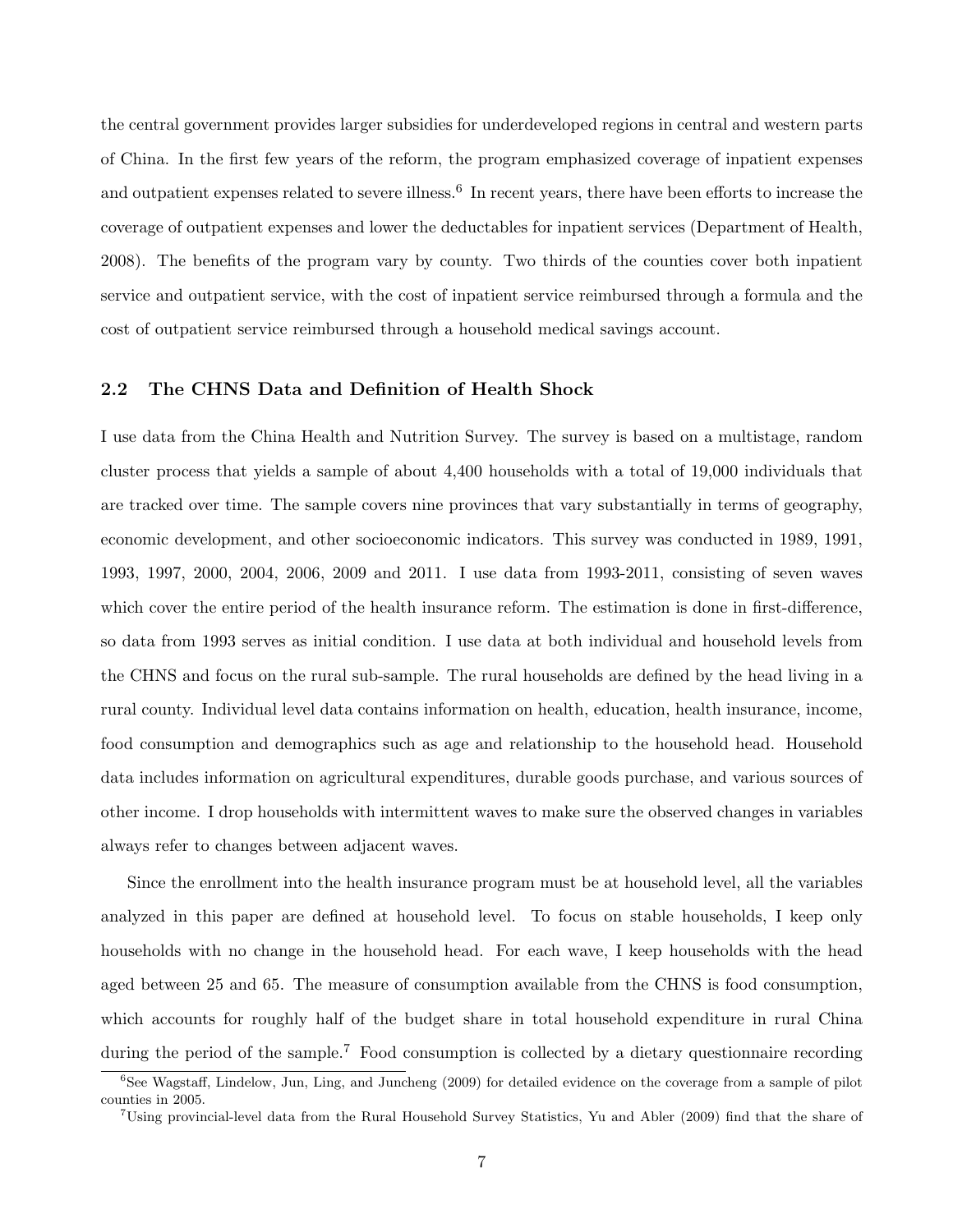the central government provides larger subsidies for underdeveloped regions in central and western parts of China. In the first few years of the reform, the program emphasized coverage of inpatient expenses and outpatient expenses related to severe illness.[6] In recent years, there have been efforts to increase the coverage of outpatient expenses and lower the deductables for inpatient services (Department of Health, 2008). The benefits of the program vary by county. Two thirds of the counties cover both inpatient service and outpatient service, with the cost of inpatient service reimbursed through a formula and the cost of outpatient service reimbursed through a household medical savings account.

### 2.2 The CHNS Data and Definition of Health Shock

I use data from the China Health and Nutrition Survey. The survey is based on a multistage, random cluster process that yields a sample of about 4,400 households with a total of 19,000 individuals that are tracked over time. The sample covers nine provinces that vary substantially in terms of geography, economic development, and other socioeconomic indicators. This survey was conducted in 1989, 1991, 1993, 1997, 2000, 2004, 2006, 2009 and 2011. I use data from 1993-2011, consisting of seven waves which cover the entire period of the health insurance reform. The estimation is done in first-difference, so data from 1993 serves as initial condition. I use data at both individual and household levels from the CHNS and focus on the rural sub-sample. The rural households are defined by the head living in a rural county. Individual level data contains information on health, education, health insurance, income, food consumption and demographics such as age and relationship to the household head. Household data includes information on agricultural expenditures, durable goods purchase, and various sources of other income. I drop households with intermittent waves to make sure the observed changes in variables always refer to changes between adjacent waves.

Since the enrollment into the health insurance program must be at household level, all the variables analyzed in this paper are defined at household level. To focus on stable households, I keep only households with no change in the household head. For each wave, I keep households with the head aged between 25 and 65. The measure of consumption available from the CHNS is food consumption, which accounts for roughly half of the budget share in total household expenditure in rural China during the period of the sample.[7] Food consumption is collected by a dietary questionnaire recording

[6] See Wagstaff, Lindelow, Jun, Ling, and Juncheng (2009) for detailed evidence on the coverage from a sample of pilot counties in 2005.

[7] Using provincial-level data from the Rural Household Survey Statistics, Yu and Abler (2009) find that the share of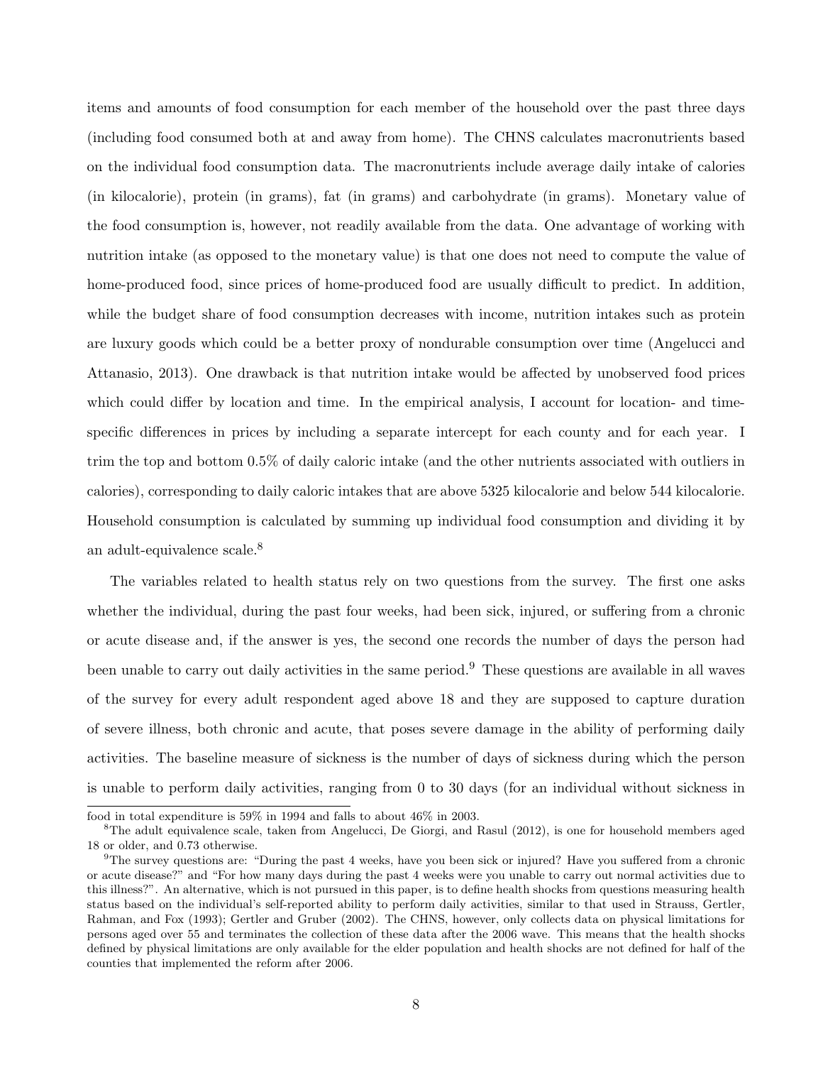items and amounts of food consumption for each member of the household over the past three days (including food consumed both at and away from home). The CHNS calculates macronutrients based on the individual food consumption data. The macronutrients include average daily intake of calories (in kilocalorie), protein (in grams), fat (in grams) and carbohydrate (in grams). Monetary value of the food consumption is, however, not readily available from the data. One advantage of working with nutrition intake (as opposed to the monetary value) is that one does not need to compute the value of home-produced food, since prices of home-produced food are usually difficult to predict. In addition, while the budget share of food consumption decreases with income, nutrition intakes such as protein are luxury goods which could be a better proxy of nondurable consumption over time (Angelucci and Attanasio, 2013). One drawback is that nutrition intake would be affected by unobserved food prices which could differ by location and time. In the empirical analysis, I account for location- and time-specific differences in prices by including a separate intercept for each county and for each year. I trim the top and bottom 0.5% of daily caloric intake (and the other nutrients associated with outliers in calories), corresponding to daily caloric intakes that are above 5325 kilocalorie and below 544 kilocalorie. Household consumption is calculated by summing up individual food consumption and dividing it by an adult-equivalence scale.[8]

The variables related to health status rely on two questions from the survey. The first one asks whether the individual, during the past four weeks, had been sick, injured, or suffering from a chronic or acute disease and, if the answer is yes, the second one records the number of days the person had been unable to carry out daily activities in the same period.[9] These questions are available in all waves of the survey for every adult respondent aged above 18 and they are supposed to capture duration of severe illness, both chronic and acute, that poses severe damage in the ability of performing daily activities. The baseline measure of sickness is the number of days of sickness during which the person is unable to perform daily activities, ranging from 0 to 30 days (for an individual without sickness in

---

food in total expenditure is 59% in 1994 and falls to about 46% in 2003.

[8]The adult equivalence scale, taken from Angelucci, De Giorgi, and Rasul (2012), is one for household members aged 18 or older, and 0.73 otherwise.

[9]The survey questions are: "During the past 4 weeks, have you been sick or injured? Have you suffered from a chronic or acute disease?" and "For how many days during the past 4 weeks were you unable to carry out normal activities due to this illness?". An alternative, which is not pursued in this paper, is to define health shocks from questions measuring health status based on the individual's self-reported ability to perform daily activities, similar to that used in Strauss, Gertler, Rahman, and Fox (1993); Gertler and Gruber (2002). The CHNS, however, only collects data on physical limitations for persons aged over 55 and terminates the collection of these data after the 2006 wave. This means that the health shocks defined by physical limitations are only available for the elder population and health shocks are not defined for half of the counties that implemented the reform after 2006.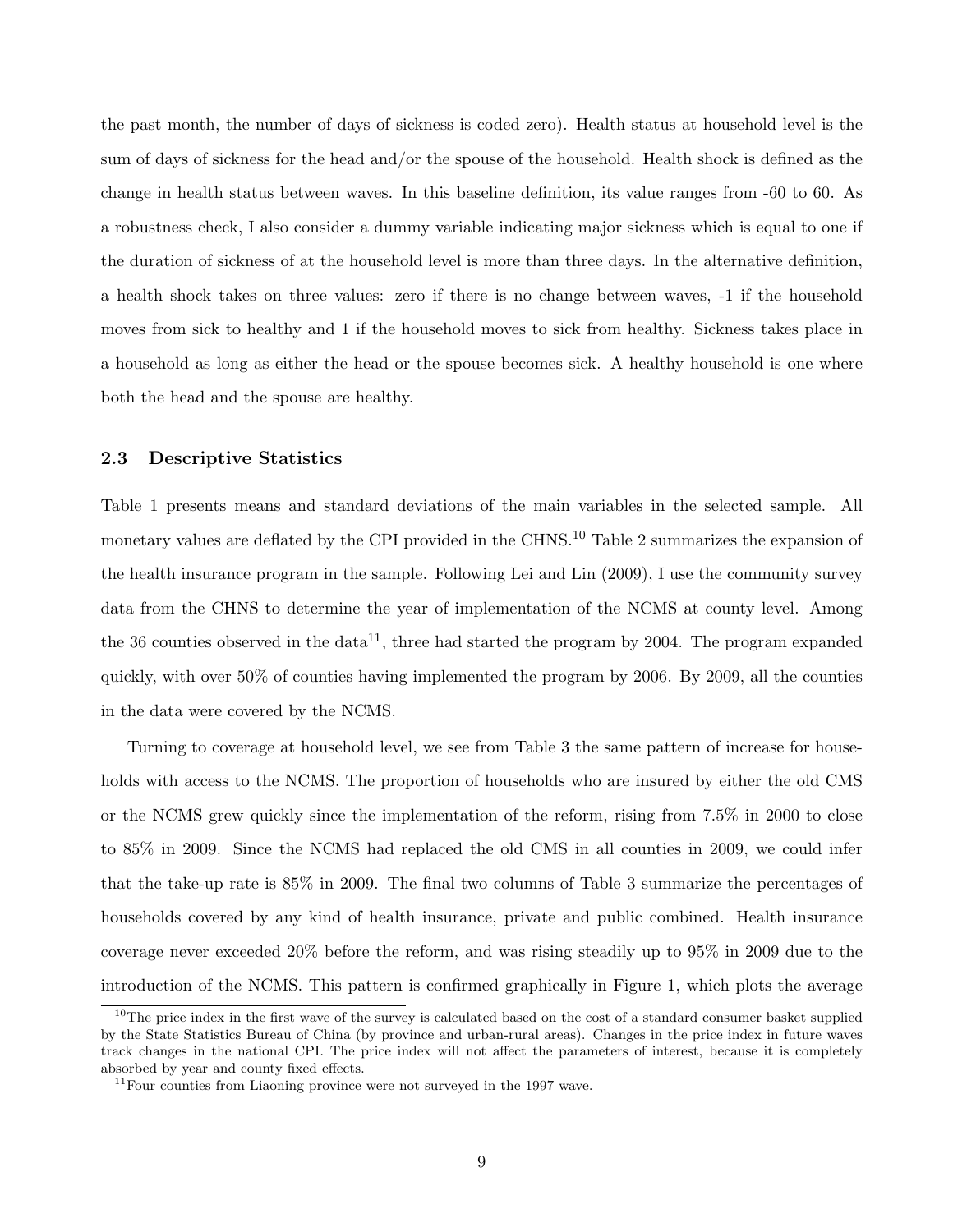the past month, the number of days of sickness is coded zero). Health status at household level is the sum of days of sickness for the head and/or the spouse of the household. Health shock is defined as the change in health status between waves. In this baseline definition, its value ranges from -60 to 60. As a robustness check, I also consider a dummy variable indicating major sickness which is equal to one if the duration of sickness of at the household level is more than three days. In the alternative definition, a health shock takes on three values: zero if there is no change between waves, -1 if the household moves from sick to healthy and 1 if the household moves to sick from healthy. Sickness takes place in a household as long as either the head or the spouse becomes sick. A healthy household is one where both the head and the spouse are healthy.

### 2.3 Descriptive Statistics

Table 1 presents means and standard deviations of the main variables in the selected sample. All monetary values are deflated by the CPI provided in the CHNS.[10] Table 2 summarizes the expansion of the health insurance program in the sample. Following Lei and Lin (2009), I use the community survey data from the CHNS to determine the year of implementation of the NCMS at county level. Among the 36 counties observed in the data[11], three had started the program by 2004. The program expanded quickly, with over 50% of counties having implemented the program by 2006. By 2009, all the counties in the data were covered by the NCMS.

Turning to coverage at household level, we see from Table 3 the same pattern of increase for households with access to the NCMS. The proportion of households who are insured by either the old CMS or the NCMS grew quickly since the implementation of the reform, rising from 7.5% in 2000 to close to 85% in 2009. Since the NCMS had replaced the old CMS in all counties in 2009, we could infer that the take-up rate is 85% in 2009. The final two columns of Table 3 summarize the percentages of households covered by any kind of health insurance, private and public combined. Health insurance coverage never exceeded 20% before the reform, and was rising steadily up to 95% in 2009 due to the introduction of the NCMS. This pattern is confirmed graphically in Figure 1, which plots the average

[10] The price index in the first wave of the survey is calculated based on the cost of a standard consumer basket supplied by the State Statistics Bureau of China (by province and urban-rural areas). Changes in the price index in future waves track changes in the national CPI. The price index will not affect the parameters of interest, because it is completely absorbed by year and county fixed effects.

[11] Four counties from Liaoning province were not surveyed in the 1997 wave.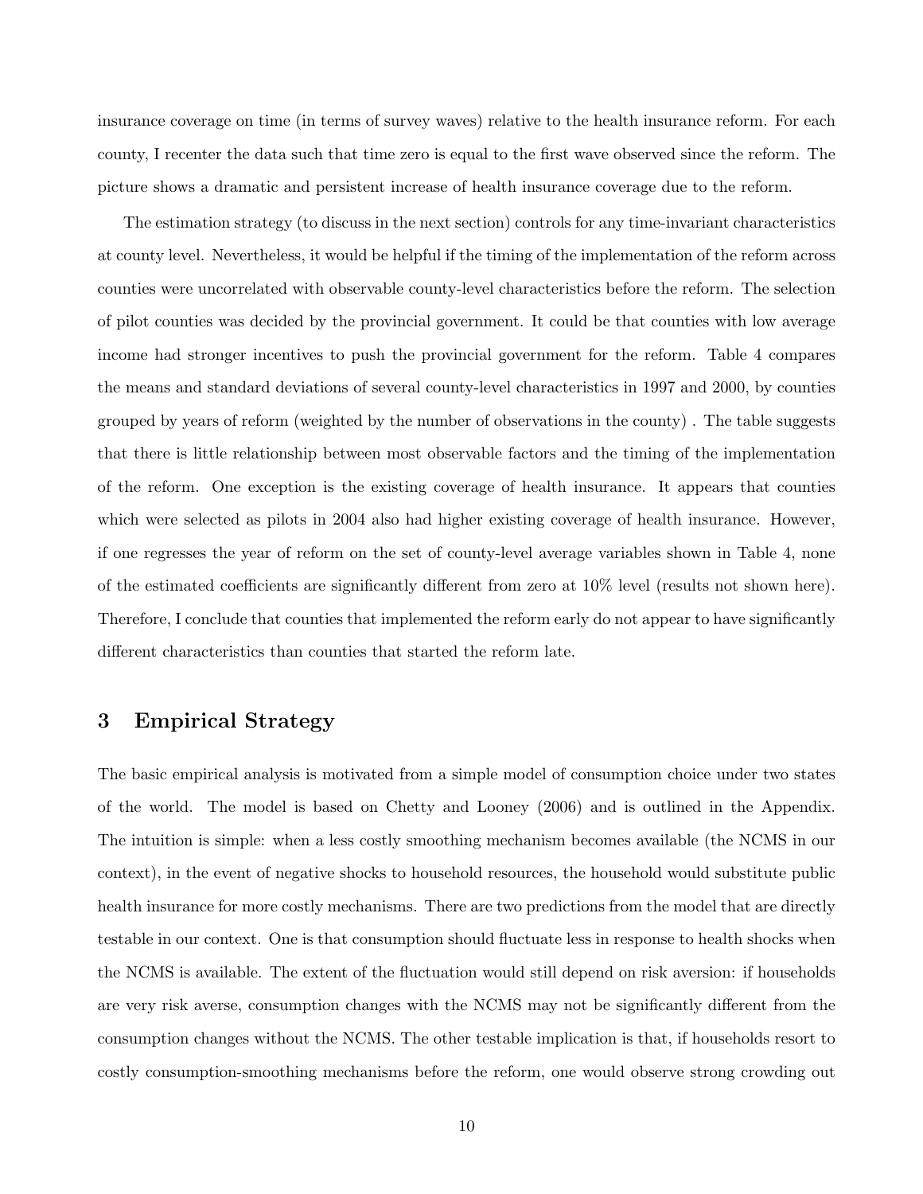insurance coverage on time (in terms of survey waves) relative to the health insurance reform. For each county, I recenter the data such that time zero is equal to the first wave observed since the reform. The picture shows a dramatic and persistent increase of health insurance coverage due to the reform.

The estimation strategy (to discuss in the next section) controls for any time-invariant characteristics at county level. Nevertheless, it would be helpful if the timing of the implementation of the reform across counties were uncorrelated with observable county-level characteristics before the reform. The selection of pilot counties was decided by the provincial government. It could be that counties with low average income had stronger incentives to push the provincial government for the reform. Table 4 compares the means and standard deviations of several county-level characteristics in 1997 and 2000, by counties grouped by years of reform (weighted by the number of observations in the county) . The table suggests that there is little relationship between most observable factors and the timing of the implementation of the reform. One exception is the existing coverage of health insurance. It appears that counties which were selected as pilots in 2004 also had higher existing coverage of health insurance. However, if one regresses the year of reform on the set of county-level average variables shown in Table 4, none of the estimated coefficients are significantly different from zero at 10% level (results not shown here). Therefore, I conclude that counties that implemented the reform early do not appear to have significantly different characteristics than counties that started the reform late.

## 3 Empirical Strategy

The basic empirical analysis is motivated from a simple model of consumption choice under two states of the world. The model is based on Chetty and Looney (2006) and is outlined in the Appendix. The intuition is simple: when a less costly smoothing mechanism becomes available (the NCMS in our context), in the event of negative shocks to household resources, the household would substitute public health insurance for more costly mechanisms. There are two predictions from the model that are directly testable in our context. One is that consumption should fluctuate less in response to health shocks when the NCMS is available. The extent of the fluctuation would still depend on risk aversion: if households are very risk averse, consumption changes with the NCMS may not be significantly different from the consumption changes without the NCMS. The other testable implication is that, if households resort to costly consumption-smoothing mechanisms before the reform, one would observe strong crowding out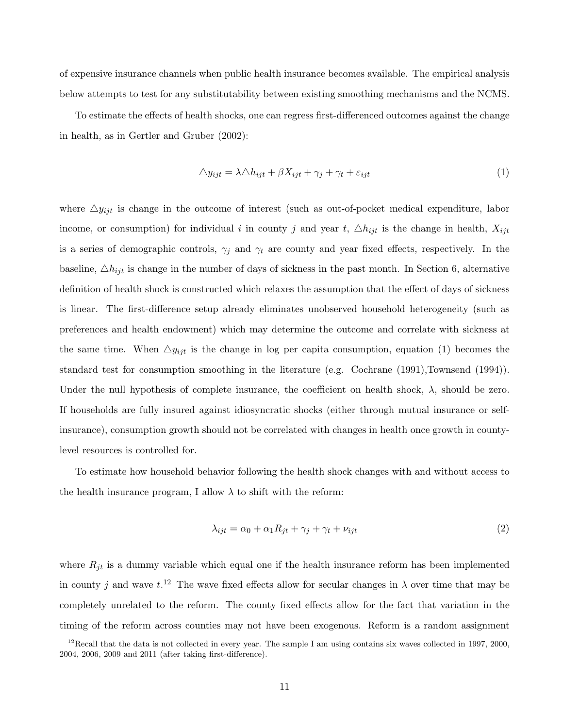of expensive insurance channels when public health insurance becomes available. The empirical analysis below attempts to test for any substitutability between existing smoothing mechanisms and the NCMS.

To estimate the effects of health shocks, one can regress first-differenced outcomes against the change in health, as in Gertler and Gruber (2002):

$$\triangle y_{ijt} = \lambda \triangle h_{ijt} + \beta X_{ijt} + \gamma_j + \gamma_t + \varepsilon_{ijt} \tag{1}$$

where $\triangle y_{ijt}$ is change in the outcome of interest (such as out-of-pocket medical expenditure, labor income, or consumption) for individual $i$ in county $j$ and year $t$, $\triangle h_{ijt}$ is the change in health, $X_{ijt}$ is a series of demographic controls, $\gamma_j$ and $\gamma_t$ are county and year fixed effects, respectively. In the baseline, $\triangle h_{ijt}$ is change in the number of days of sickness in the past month. In Section 6, alternative definition of health shock is constructed which relaxes the assumption that the effect of days of sickness is linear. The first-difference setup already eliminates unobserved household heterogeneity (such as preferences and health endowment) which may determine the outcome and correlate with sickness at the same time. When $\triangle y_{ijt}$ is the change in log per capita consumption, equation (1) becomes the standard test for consumption smoothing in the literature (e.g. Cochrane (1991),Townsend (1994)). Under the null hypothesis of complete insurance, the coefficient on health shock, $\lambda$, should be zero. If households are fully insured against idiosyncratic shocks (either through mutual insurance or self-insurance), consumption growth should not be correlated with changes in health once growth in county-level resources is controlled for.

To estimate how household behavior following the health shock changes with and without access to the health insurance program, I allow $\lambda$ to shift with the reform:

$$\lambda_{ijt} = \alpha_0 + \alpha_1 R_{jt} + \gamma_j + \gamma_t + \nu_{ijt} \tag{2}$$

where $R_{jt}$ is a dummy variable which equal one if the health insurance reform has been implemented in county $j$ and wave $t$.[12] The wave fixed effects allow for secular changes in $\lambda$ over time that may be completely unrelated to the reform. The county fixed effects allow for the fact that variation in the timing of the reform across counties may not have been exogenous. Reform is a random assignment

[12] Recall that the data is not collected in every year. The sample I am using contains six waves collected in 1997, 2000, 2004, 2006, 2009 and 2011 (after taking first-difference).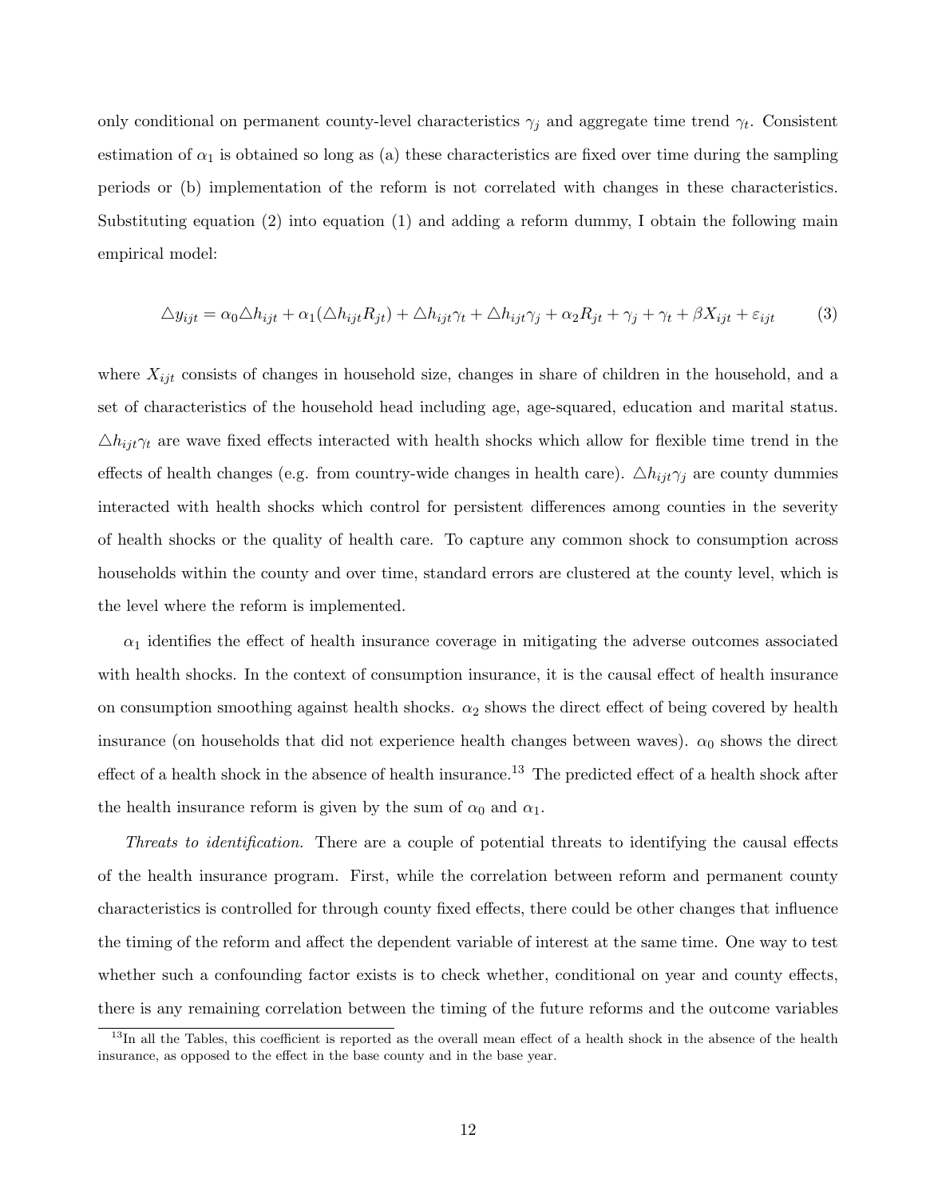only conditional on permanent county-level characteristics $\gamma_j$ and aggregate time trend $\gamma_t$. Consistent estimation of $\alpha_1$ is obtained so long as (a) these characteristics are fixed over time during the sampling periods or (b) implementation of the reform is not correlated with changes in these characteristics. Substituting equation (2) into equation (1) and adding a reform dummy, I obtain the following main empirical model:

$$\triangle y_{ijt} = \alpha_0 \triangle h_{ijt} + \alpha_1(\triangle h_{ijt} R_{jt}) + \triangle h_{ijt}\gamma_t + \triangle h_{ijt}\gamma_j + \alpha_2 R_{jt} + \gamma_j + \gamma_t + \beta X_{ijt} + \varepsilon_{ijt} \tag{3}$$

where $X_{ijt}$ consists of changes in household size, changes in share of children in the household, and a set of characteristics of the household head including age, age-squared, education and marital status. $\triangle h_{ijt}\gamma_t$ are wave fixed effects interacted with health shocks which allow for flexible time trend in the effects of health changes (e.g. from country-wide changes in health care). $\triangle h_{ijt}\gamma_j$ are county dummies interacted with health shocks which control for persistent differences among counties in the severity of health shocks or the quality of health care. To capture any common shock to consumption across households within the county and over time, standard errors are clustered at the county level, which is the level where the reform is implemented.

$\alpha_1$ identifies the effect of health insurance coverage in mitigating the adverse outcomes associated with health shocks. In the context of consumption insurance, it is the causal effect of health insurance on consumption smoothing against health shocks. $\alpha_2$ shows the direct effect of being covered by health insurance (on households that did not experience health changes between waves). $\alpha_0$ shows the direct effect of a health shock in the absence of health insurance.[13] The predicted effect of a health shock after the health insurance reform is given by the sum of $\alpha_0$ and $\alpha_1$.

*Threats to identification.* There are a couple of potential threats to identifying the causal effects of the health insurance program. First, while the correlation between reform and permanent county characteristics is controlled for through county fixed effects, there could be other changes that influence the timing of the reform and affect the dependent variable of interest at the same time. One way to test whether such a confounding factor exists is to check whether, conditional on year and county effects, there is any remaining correlation between the timing of the future reforms and the outcome variables

[13]In all the Tables, this coefficient is reported as the overall mean effect of a health shock in the absence of the health insurance, as opposed to the effect in the base county and in the base year.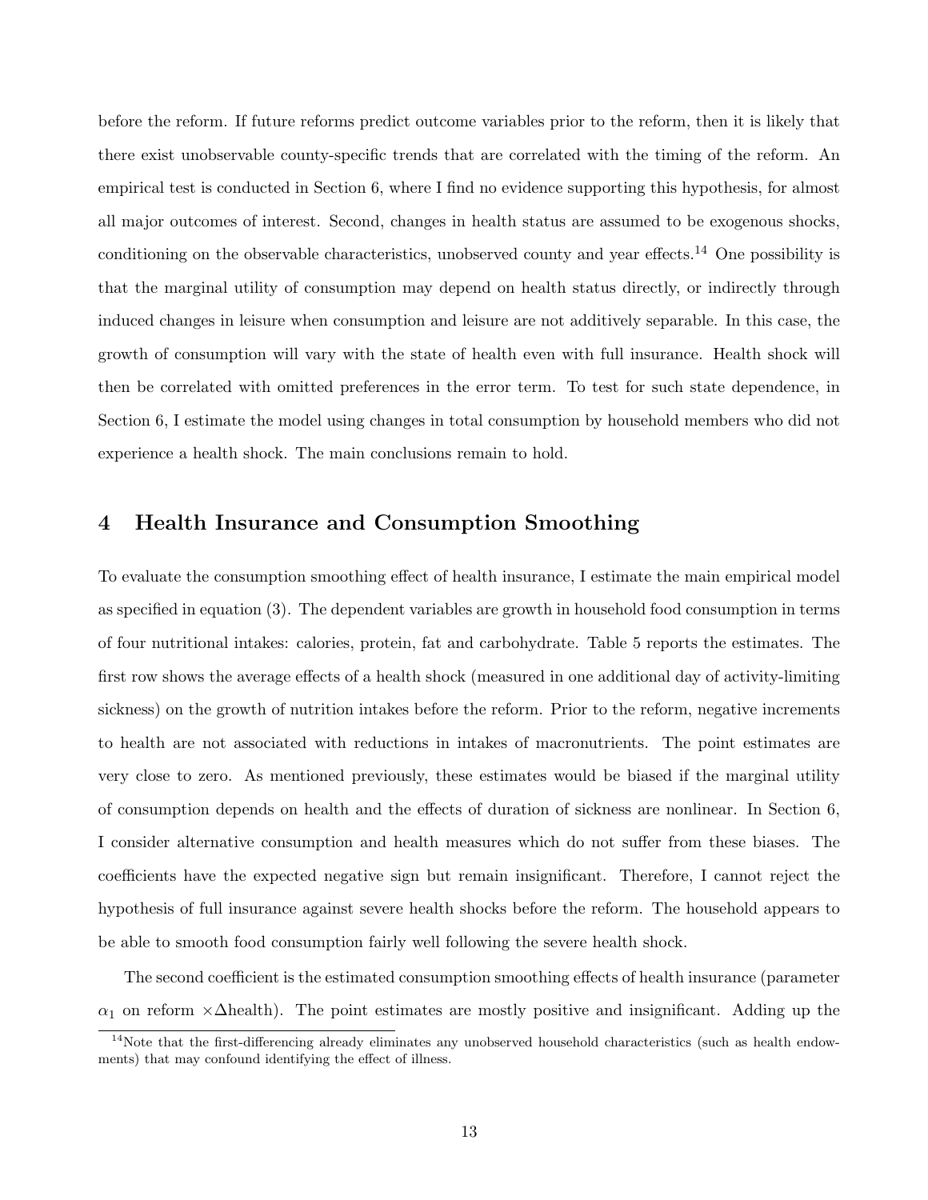before the reform. If future reforms predict outcome variables prior to the reform, then it is likely that there exist unobservable county-specific trends that are correlated with the timing of the reform. An empirical test is conducted in Section 6, where I find no evidence supporting this hypothesis, for almost all major outcomes of interest. Second, changes in health status are assumed to be exogenous shocks, conditioning on the observable characteristics, unobserved county and year effects.[14] One possibility is that the marginal utility of consumption may depend on health status directly, or indirectly through induced changes in leisure when consumption and leisure are not additively separable. In this case, the growth of consumption will vary with the state of health even with full insurance. Health shock will then be correlated with omitted preferences in the error term. To test for such state dependence, in Section 6, I estimate the model using changes in total consumption by household members who did not experience a health shock. The main conclusions remain to hold.

# 4 Health Insurance and Consumption Smoothing

To evaluate the consumption smoothing effect of health insurance, I estimate the main empirical model as specified in equation (3). The dependent variables are growth in household food consumption in terms of four nutritional intakes: calories, protein, fat and carbohydrate. Table 5 reports the estimates. The first row shows the average effects of a health shock (measured in one additional day of activity-limiting sickness) on the growth of nutrition intakes before the reform. Prior to the reform, negative increments to health are not associated with reductions in intakes of macronutrients. The point estimates are very close to zero. As mentioned previously, these estimates would be biased if the marginal utility of consumption depends on health and the effects of duration of sickness are nonlinear. In Section 6, I consider alternative consumption and health measures which do not suffer from these biases. The coefficients have the expected negative sign but remain insignificant. Therefore, I cannot reject the hypothesis of full insurance against severe health shocks before the reform. The household appears to be able to smooth food consumption fairly well following the severe health shock.

The second coefficient is the estimated consumption smoothing effects of health insurance (parameter $\alpha_1$ on reform $\times\Delta$health). The point estimates are mostly positive and insignificant. Adding up the

[14] Note that the first-differencing already eliminates any unobserved household characteristics (such as health endowments) that may confound identifying the effect of illness.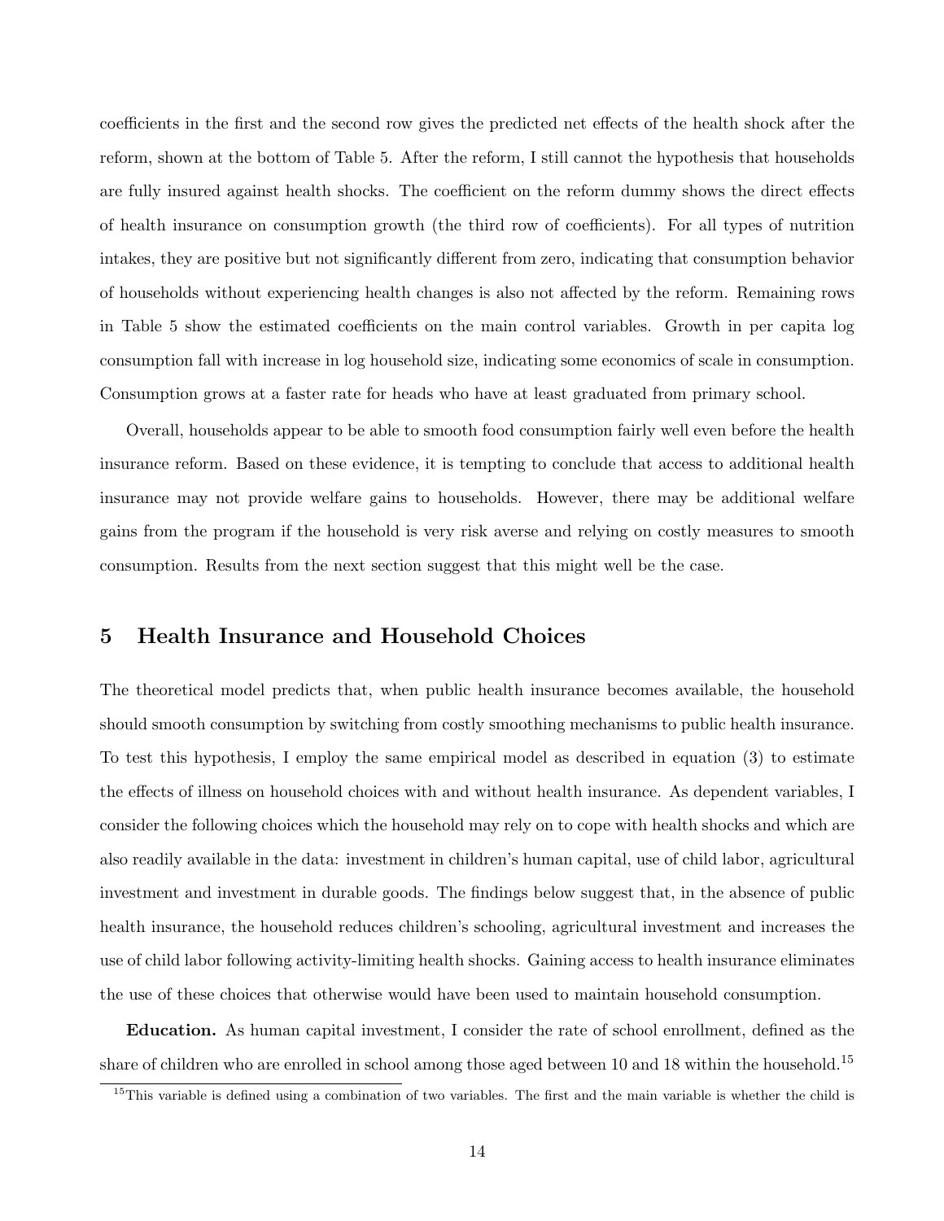coefficients in the first and the second row gives the predicted net effects of the health shock after the reform, shown at the bottom of Table 5. After the reform, I still cannot the hypothesis that households are fully insured against health shocks. The coefficient on the reform dummy shows the direct effects of health insurance on consumption growth (the third row of coefficients). For all types of nutrition intakes, they are positive but not significantly different from zero, indicating that consumption behavior of households without experiencing health changes is also not affected by the reform. Remaining rows in Table 5 show the estimated coefficients on the main control variables. Growth in per capita log consumption fall with increase in log household size, indicating some economics of scale in consumption. Consumption grows at a faster rate for heads who have at least graduated from primary school.

Overall, households appear to be able to smooth food consumption fairly well even before the health insurance reform. Based on these evidence, it is tempting to conclude that access to additional health insurance may not provide welfare gains to households. However, there may be additional welfare gains from the program if the household is very risk averse and relying on costly measures to smooth consumption. Results from the next section suggest that this might well be the case.

## 5 Health Insurance and Household Choices

The theoretical model predicts that, when public health insurance becomes available, the household should smooth consumption by switching from costly smoothing mechanisms to public health insurance. To test this hypothesis, I employ the same empirical model as described in equation (3) to estimate the effects of illness on household choices with and without health insurance. As dependent variables, I consider the following choices which the household may rely on to cope with health shocks and which are also readily available in the data: investment in children's human capital, use of child labor, agricultural investment and investment in durable goods. The findings below suggest that, in the absence of public health insurance, the household reduces children's schooling, agricultural investment and increases the use of child labor following activity-limiting health shocks. Gaining access to health insurance eliminates the use of these choices that otherwise would have been used to maintain household consumption.

**Education.** As human capital investment, I consider the rate of school enrollment, defined as the share of children who are enrolled in school among those aged between 10 and 18 within the household.[15]

[15] This variable is defined using a combination of two variables. The first and the main variable is whether the child is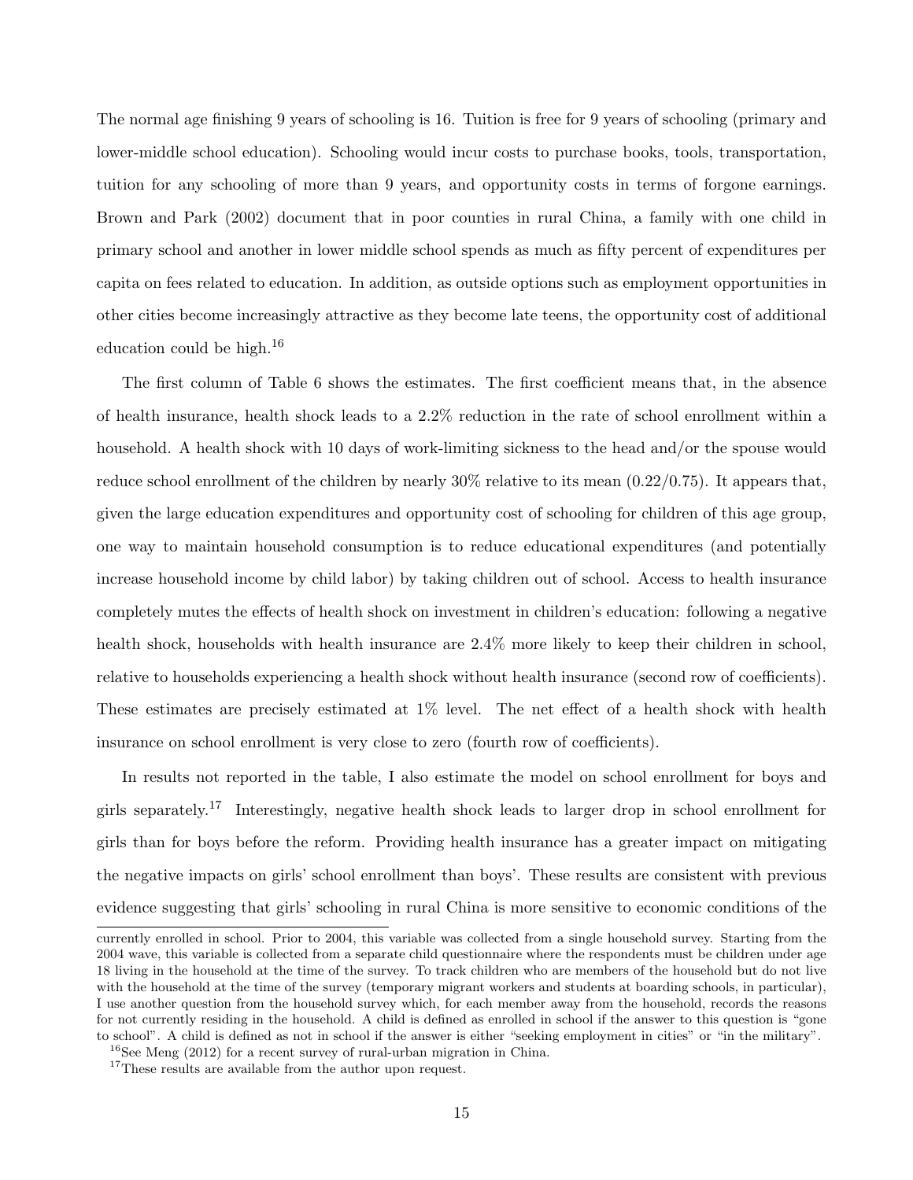The normal age finishing 9 years of schooling is 16. Tuition is free for 9 years of schooling (primary and lower-middle school education). Schooling would incur costs to purchase books, tools, transportation, tuition for any schooling of more than 9 years, and opportunity costs in terms of forgone earnings. Brown and Park (2002) document that in poor counties in rural China, a family with one child in primary school and another in lower middle school spends as much as fifty percent of expenditures per capita on fees related to education. In addition, as outside options such as employment opportunities in other cities become increasingly attractive as they become late teens, the opportunity cost of additional education could be high.[16]

The first column of Table 6 shows the estimates. The first coefficient means that, in the absence of health insurance, health shock leads to a 2.2% reduction in the rate of school enrollment within a household. A health shock with 10 days of work-limiting sickness to the head and/or the spouse would reduce school enrollment of the children by nearly 30% relative to its mean (0.22/0.75). It appears that, given the large education expenditures and opportunity cost of schooling for children of this age group, one way to maintain household consumption is to reduce educational expenditures (and potentially increase household income by child labor) by taking children out of school. Access to health insurance completely mutes the effects of health shock on investment in children's education: following a negative health shock, households with health insurance are 2.4% more likely to keep their children in school, relative to households experiencing a health shock without health insurance (second row of coefficients). These estimates are precisely estimated at 1% level. The net effect of a health shock with health insurance on school enrollment is very close to zero (fourth row of coefficients).

In results not reported in the table, I also estimate the model on school enrollment for boys and girls separately.[17] Interestingly, negative health shock leads to larger drop in school enrollment for girls than for boys before the reform. Providing health insurance has a greater impact on mitigating the negative impacts on girls' school enrollment than boys'. These results are consistent with previous evidence suggesting that girls' schooling in rural China is more sensitive to economic conditions of the

---

currently enrolled in school. Prior to 2004, this variable was collected from a single household survey. Starting from the 2004 wave, this variable is collected from a separate child questionnaire where the respondents must be children under age 18 living in the household at the time of the survey. To track children who are members of the household but do not live with the household at the time of the survey (temporary migrant workers and students at boarding schools, in particular), I use another question from the household survey which, for each member away from the household, records the reasons for not currently residing in the household. A child is defined as enrolled in school if the answer to this question is "gone to school". A child is defined as not in school if the answer is either "seeking employment in cities" or "in the military".

[16] See Meng (2012) for a recent survey of rural-urban migration in China.

[17] These results are available from the author upon request.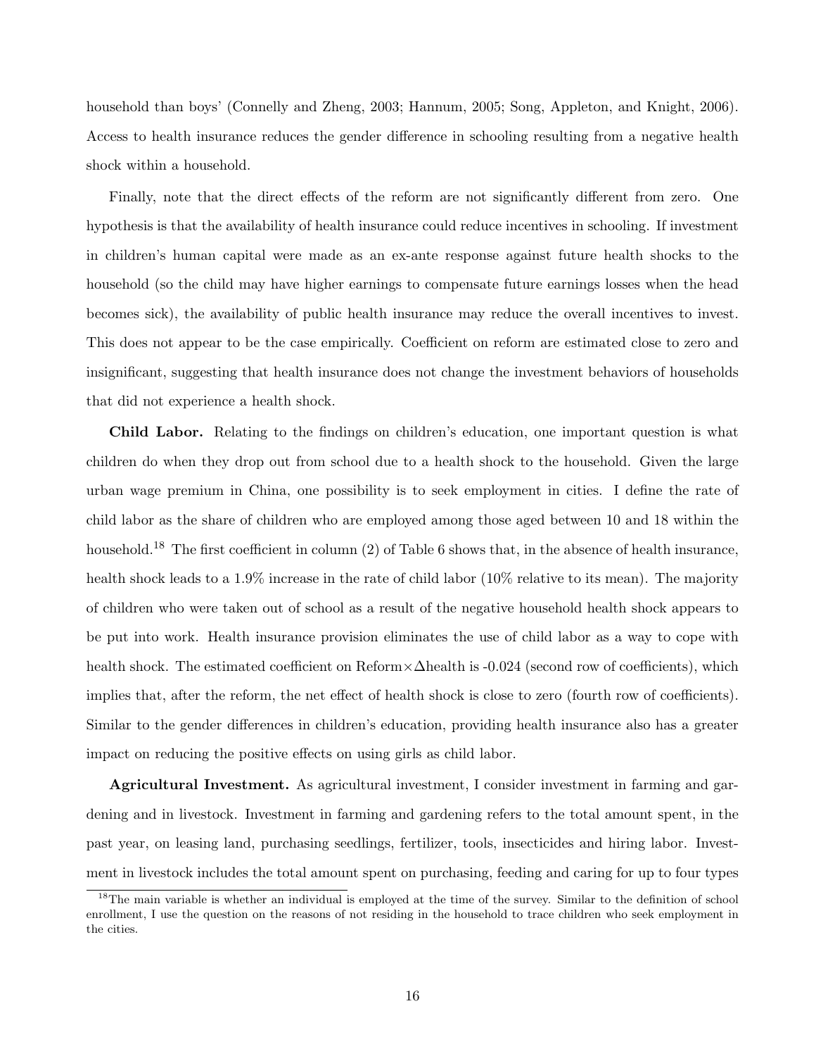household than boys' (Connelly and Zheng, 2003; Hannum, 2005; Song, Appleton, and Knight, 2006). Access to health insurance reduces the gender difference in schooling resulting from a negative health shock within a household.

Finally, note that the direct effects of the reform are not significantly different from zero. One hypothesis is that the availability of health insurance could reduce incentives in schooling. If investment in children's human capital were made as an ex-ante response against future health shocks to the household (so the child may have higher earnings to compensate future earnings losses when the head becomes sick), the availability of public health insurance may reduce the overall incentives to invest. This does not appear to be the case empirically. Coefficient on reform are estimated close to zero and insignificant, suggesting that health insurance does not change the investment behaviors of households that did not experience a health shock.

**Child Labor.** Relating to the findings on children's education, one important question is what children do when they drop out from school due to a health shock to the household. Given the large urban wage premium in China, one possibility is to seek employment in cities. I define the rate of child labor as the share of children who are employed among those aged between 10 and 18 within the household.[18] The first coefficient in column (2) of Table 6 shows that, in the absence of health insurance, health shock leads to a 1.9% increase in the rate of child labor (10% relative to its mean). The majority of children who were taken out of school as a result of the negative household health shock appears to be put into work. Health insurance provision eliminates the use of child labor as a way to cope with health shock. The estimated coefficient on Reform$\times\Delta$health is -0.024 (second row of coefficients), which implies that, after the reform, the net effect of health shock is close to zero (fourth row of coefficients). Similar to the gender differences in children's education, providing health insurance also has a greater impact on reducing the positive effects on using girls as child labor.

**Agricultural Investment.** As agricultural investment, I consider investment in farming and gardening and in livestock. Investment in farming and gardening refers to the total amount spent, in the past year, on leasing land, purchasing seedlings, fertilizer, tools, insecticides and hiring labor. Investment in livestock includes the total amount spent on purchasing, feeding and caring for up to four types

[18] The main variable is whether an individual is employed at the time of the survey. Similar to the definition of school enrollment, I use the question on the reasons of not residing in the household to trace children who seek employment in the cities.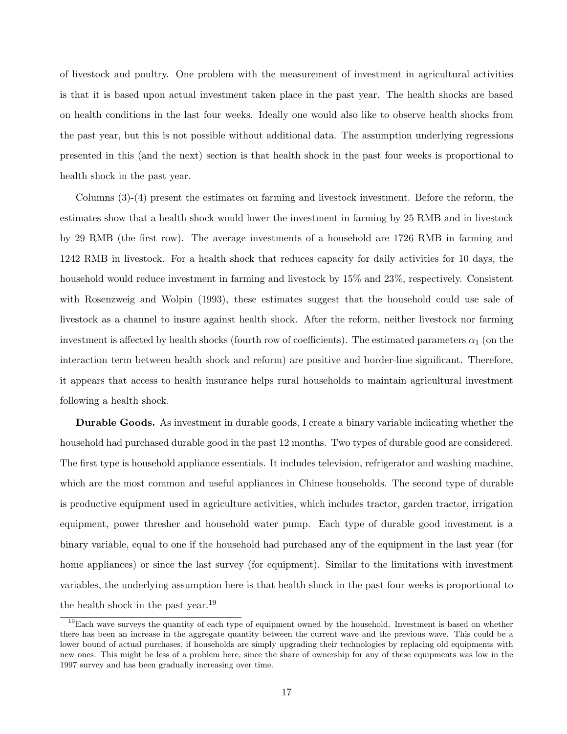of livestock and poultry. One problem with the measurement of investment in agricultural activities is that it is based upon actual investment taken place in the past year. The health shocks are based on health conditions in the last four weeks. Ideally one would also like to observe health shocks from the past year, but this is not possible without additional data. The assumption underlying regressions presented in this (and the next) section is that health shock in the past four weeks is proportional to health shock in the past year.

Columns (3)-(4) present the estimates on farming and livestock investment. Before the reform, the estimates show that a health shock would lower the investment in farming by 25 RMB and in livestock by 29 RMB (the first row). The average investments of a household are 1726 RMB in farming and 1242 RMB in livestock. For a health shock that reduces capacity for daily activities for 10 days, the household would reduce investment in farming and livestock by 15% and 23%, respectively. Consistent with Rosenzweig and Wolpin (1993), these estimates suggest that the household could use sale of livestock as a channel to insure against health shock. After the reform, neither livestock nor farming investment is affected by health shocks (fourth row of coefficients). The estimated parameters $\alpha_1$ (on the interaction term between health shock and reform) are positive and border-line significant. Therefore, it appears that access to health insurance helps rural households to maintain agricultural investment following a health shock.

**Durable Goods.** As investment in durable goods, I create a binary variable indicating whether the household had purchased durable good in the past 12 months. Two types of durable good are considered. The first type is household appliance essentials. It includes television, refrigerator and washing machine, which are the most common and useful appliances in Chinese households. The second type of durable is productive equipment used in agriculture activities, which includes tractor, garden tractor, irrigation equipment, power thresher and household water pump. Each type of durable good investment is a binary variable, equal to one if the household had purchased any of the equipment in the last year (for home appliances) or since the last survey (for equipment). Similar to the limitations with investment variables, the underlying assumption here is that health shock in the past four weeks is proportional to the health shock in the past year.[19]

[19] Each wave surveys the quantity of each type of equipment owned by the household. Investment is based on whether there has been an increase in the aggregate quantity between the current wave and the previous wave. This could be a lower bound of actual purchases, if households are simply upgrading their technologies by replacing old equipments with new ones. This might be less of a problem here, since the share of ownership for any of these equipments was low in the 1997 survey and has been gradually increasing over time.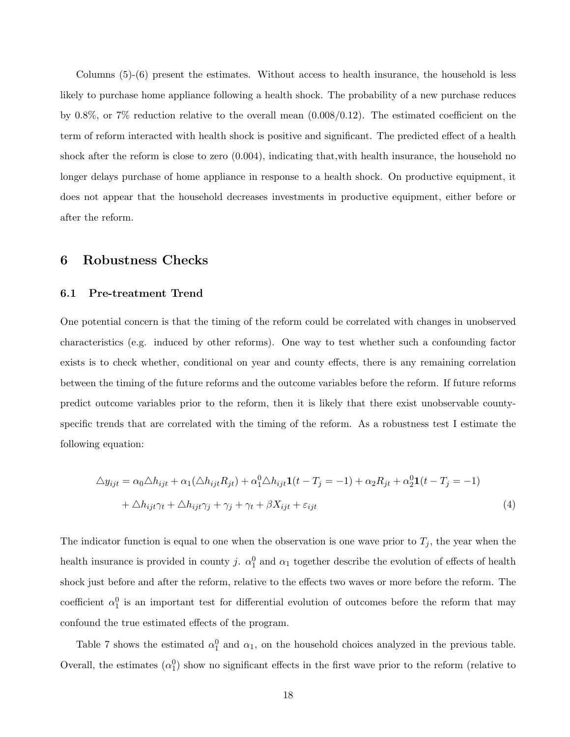Columns (5)-(6) present the estimates. Without access to health insurance, the household is less likely to purchase home appliance following a health shock. The probability of a new purchase reduces by 0.8%, or 7% reduction relative to the overall mean (0.008/0.12). The estimated coefficient on the term of reform interacted with health shock is positive and significant. The predicted effect of a health shock after the reform is close to zero (0.004), indicating that,with health insurance, the household no longer delays purchase of home appliance in response to a health shock. On productive equipment, it does not appear that the household decreases investments in productive equipment, either before or after the reform.

# 6 Robustness Checks

## 6.1 Pre-treatment Trend

One potential concern is that the timing of the reform could be correlated with changes in unobserved characteristics (e.g. induced by other reforms). One way to test whether such a confounding factor exists is to check whether, conditional on year and county effects, there is any remaining correlation between the timing of the future reforms and the outcome variables before the reform. If future reforms predict outcome variables prior to the reform, then it is likely that there exist unobservable county-specific trends that are correlated with the timing of the reform. As a robustness test I estimate the following equation:

$$\begin{aligned}\triangle y_{ijt} = \alpha_0 \triangle h_{ijt} + \alpha_1(\triangle h_{ijt} R_{jt}) + \alpha_1^0 \triangle h_{ijt} \mathbf{1}(t - T_j = -1) + \alpha_2 R_{jt} + \alpha_2^0 \mathbf{1}(t - T_j = -1) \\ + \triangle h_{ijt}\gamma_t + \triangle h_{ijt}\gamma_j + \gamma_j + \gamma_t + \beta X_{ijt} + \varepsilon_{ijt} \qquad (4)\end{aligned}$$

The indicator function is equal to one when the observation is one wave prior to $T_j$, the year when the health insurance is provided in county $j$. $\alpha_1^0$ and $\alpha_1$ together describe the evolution of effects of health shock just before and after the reform, relative to the effects two waves or more before the reform. The coefficient $\alpha_1^0$ is an important test for differential evolution of outcomes before the reform that may confound the true estimated effects of the program.

Table 7 shows the estimated $\alpha_1^0$ and $\alpha_1$, on the household choices analyzed in the previous table. Overall, the estimates ($\alpha_1^0$) show no significant effects in the first wave prior to the reform (relative to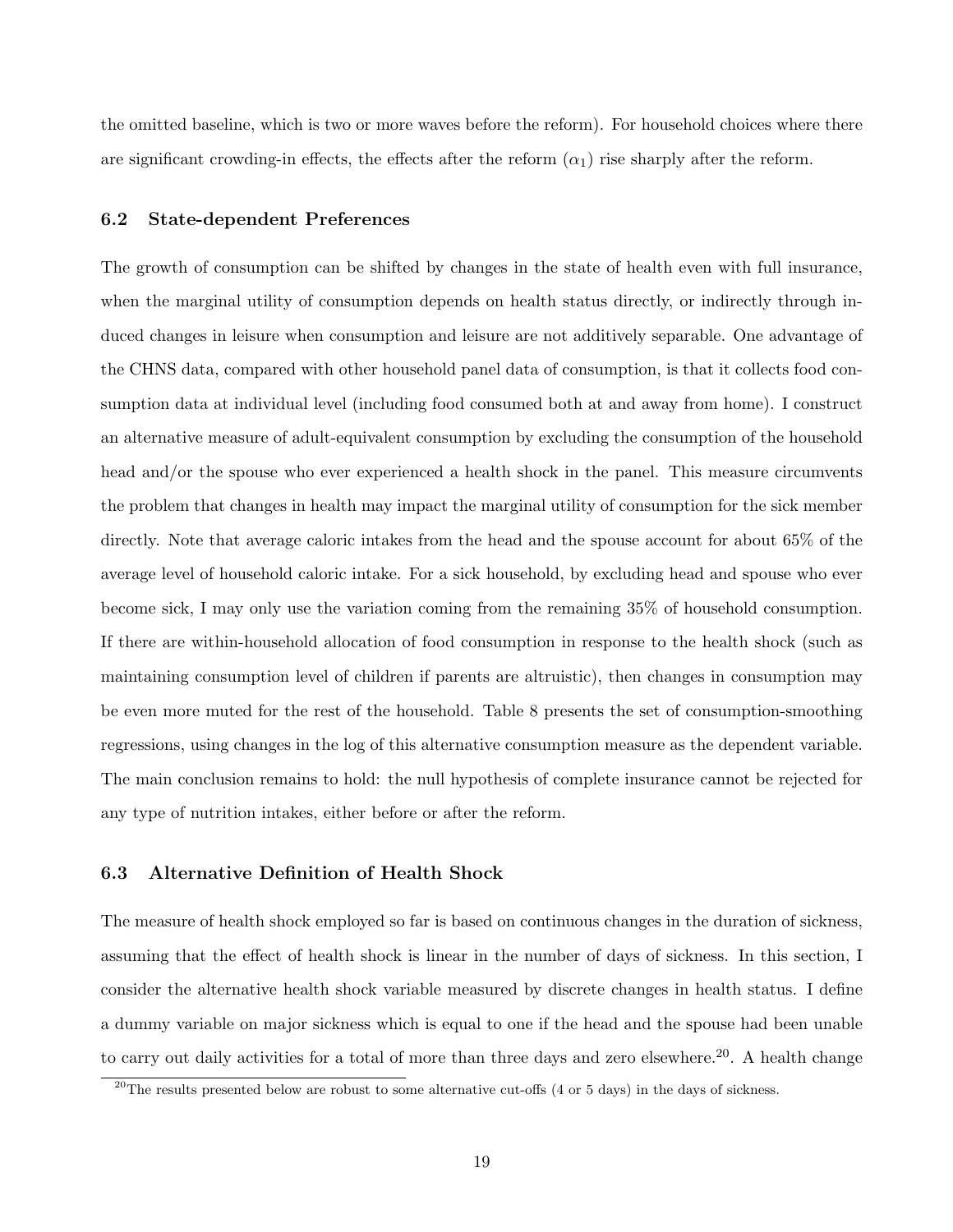the omitted baseline, which is two or more waves before the reform). For household choices where there are significant crowding-in effects, the effects after the reform ($\alpha_1$) rise sharply after the reform.

### 6.2 State-dependent Preferences

The growth of consumption can be shifted by changes in the state of health even with full insurance, when the marginal utility of consumption depends on health status directly, or indirectly through induced changes in leisure when consumption and leisure are not additively separable. One advantage of the CHNS data, compared with other household panel data of consumption, is that it collects food consumption data at individual level (including food consumed both at and away from home). I construct an alternative measure of adult-equivalent consumption by excluding the consumption of the household head and/or the spouse who ever experienced a health shock in the panel. This measure circumvents the problem that changes in health may impact the marginal utility of consumption for the sick member directly. Note that average caloric intakes from the head and the spouse account for about 65% of the average level of household caloric intake. For a sick household, by excluding head and spouse who ever become sick, I may only use the variation coming from the remaining 35% of household consumption. If there are within-household allocation of food consumption in response to the health shock (such as maintaining consumption level of children if parents are altruistic), then changes in consumption may be even more muted for the rest of the household. Table 8 presents the set of consumption-smoothing regressions, using changes in the log of this alternative consumption measure as the dependent variable. The main conclusion remains to hold: the null hypothesis of complete insurance cannot be rejected for any type of nutrition intakes, either before or after the reform.

### 6.3 Alternative Definition of Health Shock

The measure of health shock employed so far is based on continuous changes in the duration of sickness, assuming that the effect of health shock is linear in the number of days of sickness. In this section, I consider the alternative health shock variable measured by discrete changes in health status. I define a dummy variable on major sickness which is equal to one if the head and the spouse had been unable to carry out daily activities for a total of more than three days and zero elsewhere.[20]. A health change

[20] The results presented below are robust to some alternative cut-offs (4 or 5 days) in the days of sickness.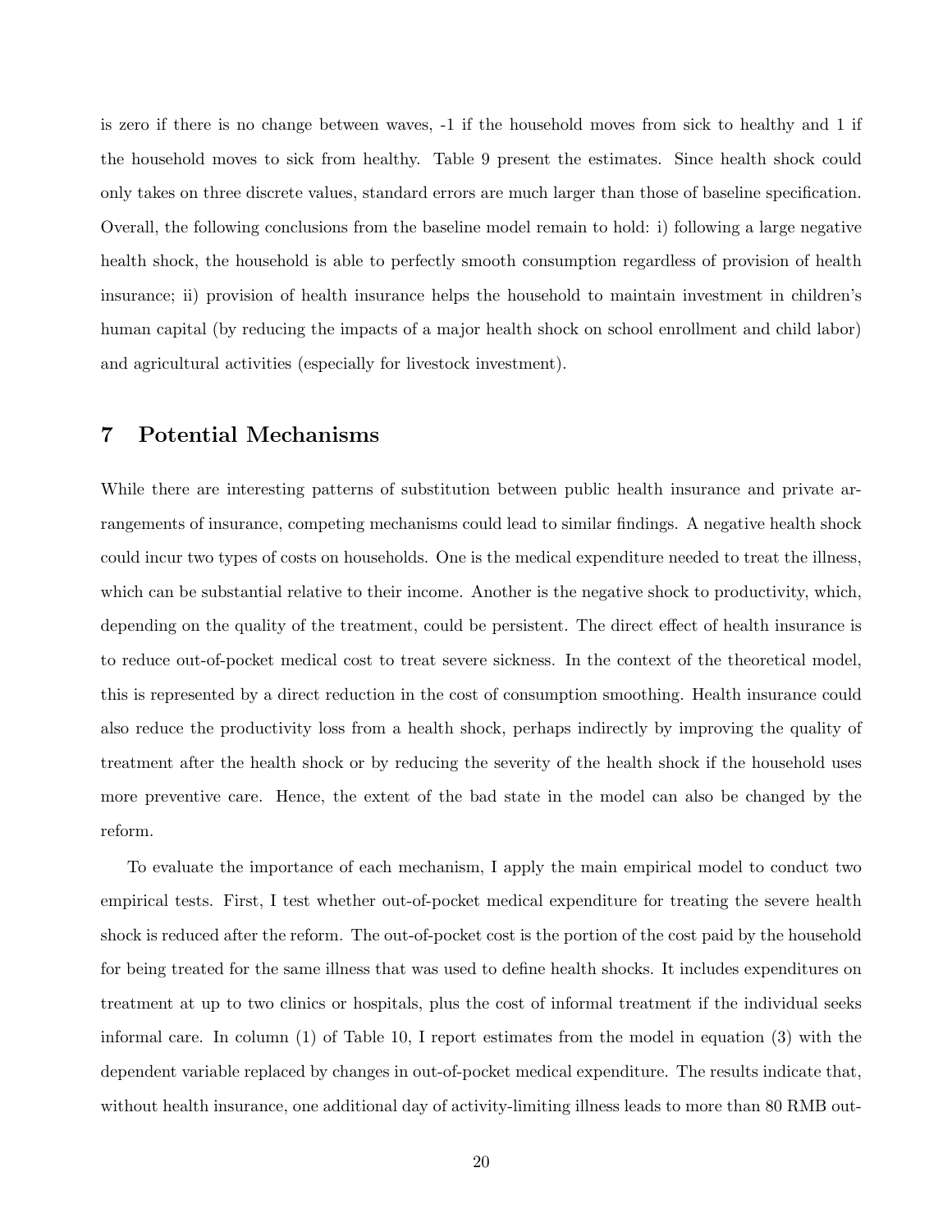is zero if there is no change between waves, -1 if the household moves from sick to healthy and 1 if the household moves to sick from healthy. Table 9 present the estimates. Since health shock could only takes on three discrete values, standard errors are much larger than those of baseline specification. Overall, the following conclusions from the baseline model remain to hold: i) following a large negative health shock, the household is able to perfectly smooth consumption regardless of provision of health insurance; ii) provision of health insurance helps the household to maintain investment in children's human capital (by reducing the impacts of a major health shock on school enrollment and child labor) and agricultural activities (especially for livestock investment).

# 7 Potential Mechanisms

While there are interesting patterns of substitution between public health insurance and private arrangements of insurance, competing mechanisms could lead to similar findings. A negative health shock could incur two types of costs on households. One is the medical expenditure needed to treat the illness, which can be substantial relative to their income. Another is the negative shock to productivity, which, depending on the quality of the treatment, could be persistent. The direct effect of health insurance is to reduce out-of-pocket medical cost to treat severe sickness. In the context of the theoretical model, this is represented by a direct reduction in the cost of consumption smoothing. Health insurance could also reduce the productivity loss from a health shock, perhaps indirectly by improving the quality of treatment after the health shock or by reducing the severity of the health shock if the household uses more preventive care. Hence, the extent of the bad state in the model can also be changed by the reform.

To evaluate the importance of each mechanism, I apply the main empirical model to conduct two empirical tests. First, I test whether out-of-pocket medical expenditure for treating the severe health shock is reduced after the reform. The out-of-pocket cost is the portion of the cost paid by the household for being treated for the same illness that was used to define health shocks. It includes expenditures on treatment at up to two clinics or hospitals, plus the cost of informal treatment if the individual seeks informal care. In column (1) of Table 10, I report estimates from the model in equation (3) with the dependent variable replaced by changes in out-of-pocket medical expenditure. The results indicate that, without health insurance, one additional day of activity-limiting illness leads to more than 80 RMB out-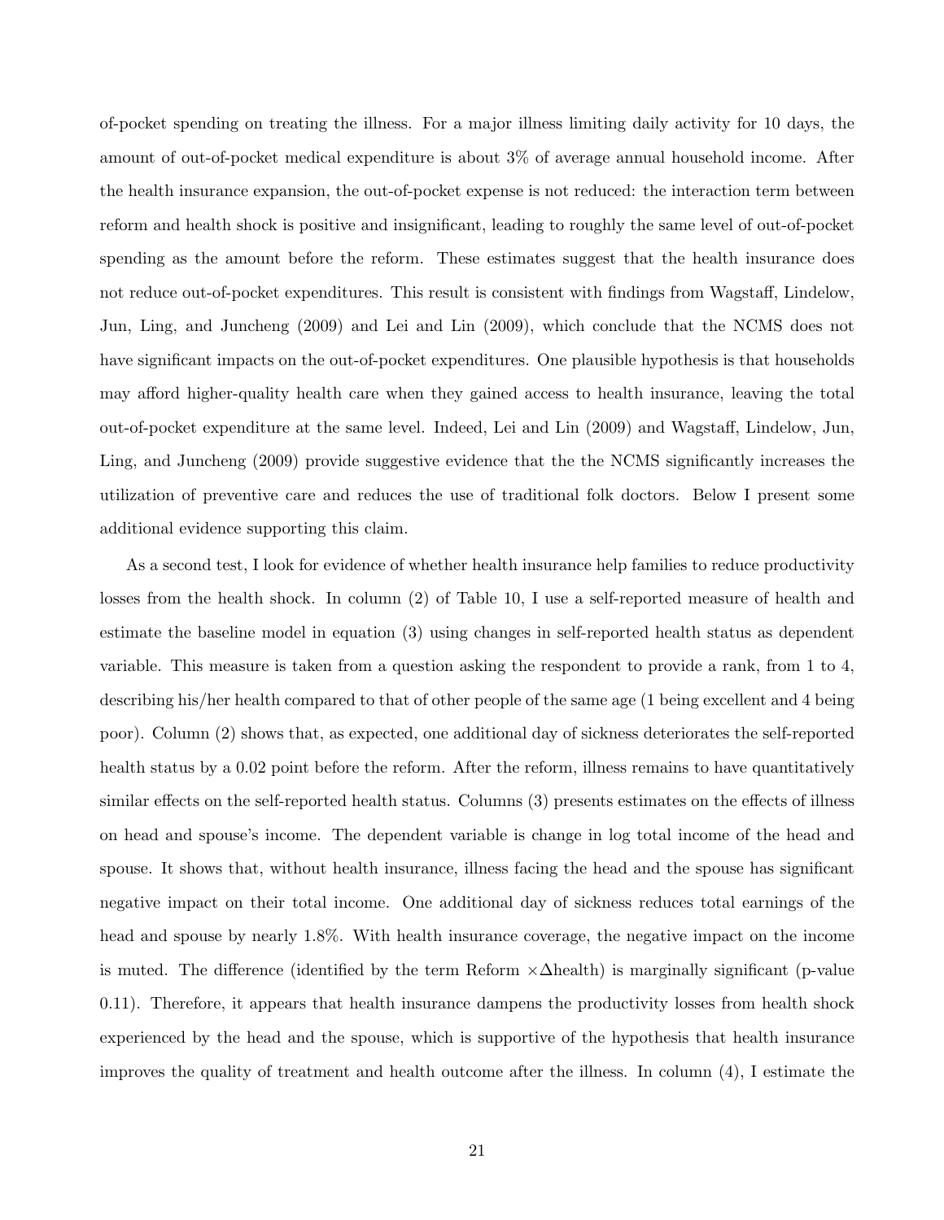of-pocket spending on treating the illness. For a major illness limiting daily activity for 10 days, the amount of out-of-pocket medical expenditure is about 3% of average annual household income. After the health insurance expansion, the out-of-pocket expense is not reduced: the interaction term between reform and health shock is positive and insignificant, leading to roughly the same level of out-of-pocket spending as the amount before the reform. These estimates suggest that the health insurance does not reduce out-of-pocket expenditures. This result is consistent with findings from Wagstaff, Lindelow, Jun, Ling, and Juncheng (2009) and Lei and Lin (2009), which conclude that the NCMS does not have significant impacts on the out-of-pocket expenditures. One plausible hypothesis is that households may afford higher-quality health care when they gained access to health insurance, leaving the total out-of-pocket expenditure at the same level. Indeed, Lei and Lin (2009) and Wagstaff, Lindelow, Jun, Ling, and Juncheng (2009) provide suggestive evidence that the the NCMS significantly increases the utilization of preventive care and reduces the use of traditional folk doctors. Below I present some additional evidence supporting this claim.

As a second test, I look for evidence of whether health insurance help families to reduce productivity losses from the health shock. In column (2) of Table 10, I use a self-reported measure of health and estimate the baseline model in equation (3) using changes in self-reported health status as dependent variable. This measure is taken from a question asking the respondent to provide a rank, from 1 to 4, describing his/her health compared to that of other people of the same age (1 being excellent and 4 being poor). Column (2) shows that, as expected, one additional day of sickness deteriorates the self-reported health status by a 0.02 point before the reform. After the reform, illness remains to have quantitatively similar effects on the self-reported health status. Columns (3) presents estimates on the effects of illness on head and spouse's income. The dependent variable is change in log total income of the head and spouse. It shows that, without health insurance, illness facing the head and the spouse has significant negative impact on their total income. One additional day of sickness reduces total earnings of the head and spouse by nearly 1.8%. With health insurance coverage, the negative impact on the income is muted. The difference (identified by the term Reform $\times\Delta$health) is marginally significant (p-value 0.11). Therefore, it appears that health insurance dampens the productivity losses from health shock experienced by the head and the spouse, which is supportive of the hypothesis that health insurance improves the quality of treatment and health outcome after the illness. In column (4), I estimate the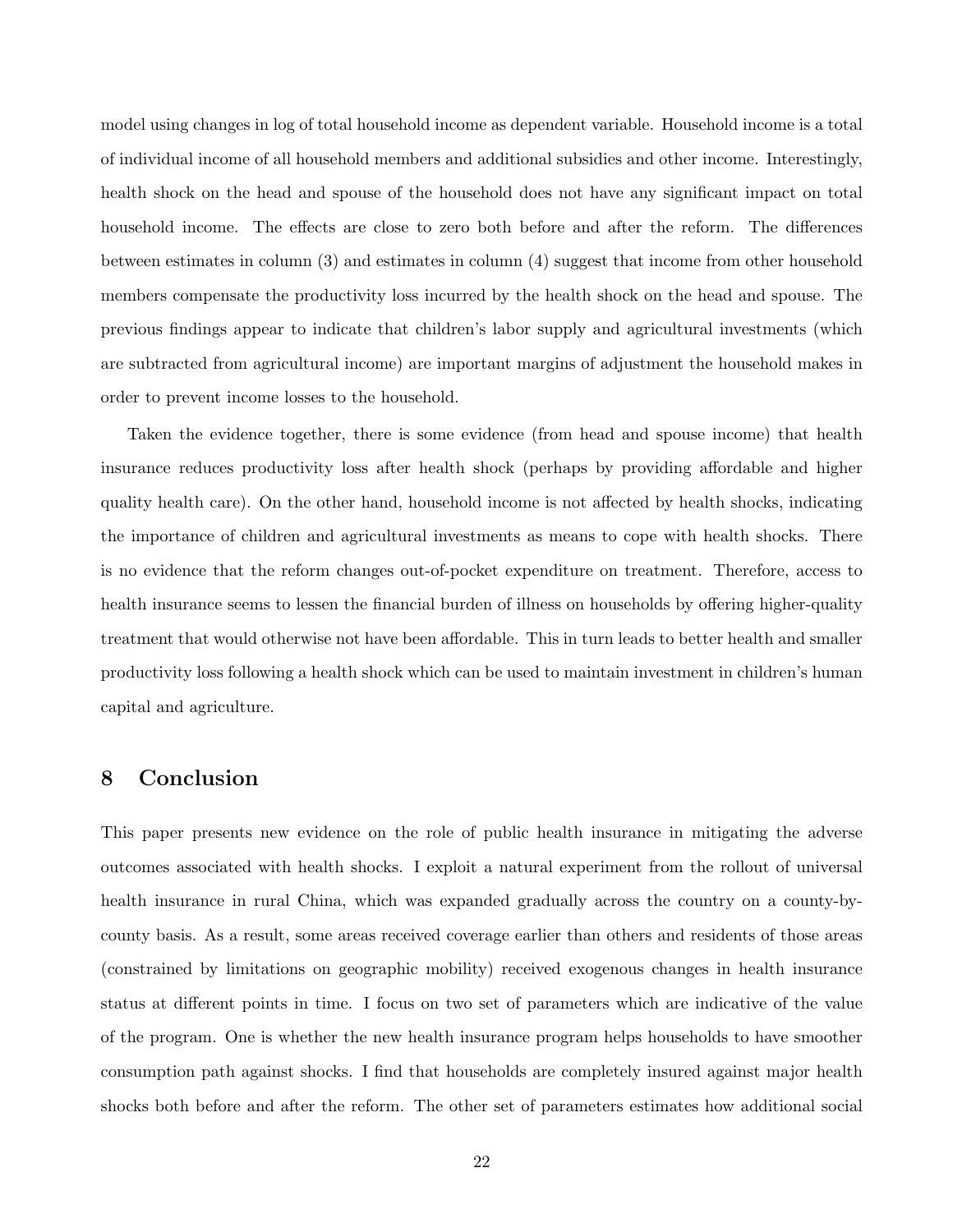model using changes in log of total household income as dependent variable. Household income is a total of individual income of all household members and additional subsidies and other income. Interestingly, health shock on the head and spouse of the household does not have any significant impact on total household income. The effects are close to zero both before and after the reform. The differences between estimates in column (3) and estimates in column (4) suggest that income from other household members compensate the productivity loss incurred by the health shock on the head and spouse. The previous findings appear to indicate that children's labor supply and agricultural investments (which are subtracted from agricultural income) are important margins of adjustment the household makes in order to prevent income losses to the household.

Taken the evidence together, there is some evidence (from head and spouse income) that health insurance reduces productivity loss after health shock (perhaps by providing affordable and higher quality health care). On the other hand, household income is not affected by health shocks, indicating the importance of children and agricultural investments as means to cope with health shocks. There is no evidence that the reform changes out-of-pocket expenditure on treatment. Therefore, access to health insurance seems to lessen the financial burden of illness on households by offering higher-quality treatment that would otherwise not have been affordable. This in turn leads to better health and smaller productivity loss following a health shock which can be used to maintain investment in children's human capital and agriculture.

# 8 Conclusion

This paper presents new evidence on the role of public health insurance in mitigating the adverse outcomes associated with health shocks. I exploit a natural experiment from the rollout of universal health insurance in rural China, which was expanded gradually across the country on a county-by-county basis. As a result, some areas received coverage earlier than others and residents of those areas (constrained by limitations on geographic mobility) received exogenous changes in health insurance status at different points in time. I focus on two set of parameters which are indicative of the value of the program. One is whether the new health insurance program helps households to have smoother consumption path against shocks. I find that households are completely insured against major health shocks both before and after the reform. The other set of parameters estimates how additional social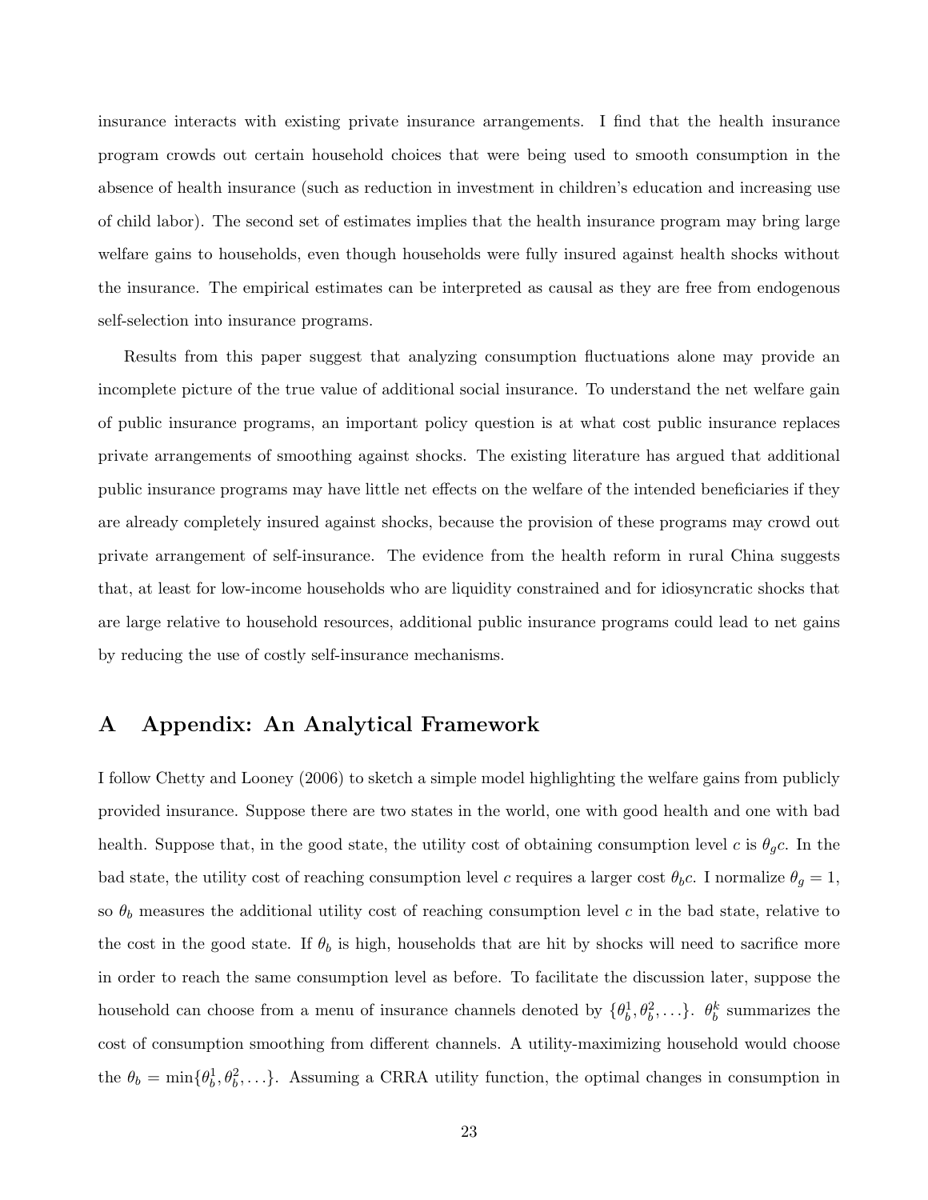insurance interacts with existing private insurance arrangements. I find that the health insurance program crowds out certain household choices that were being used to smooth consumption in the absence of health insurance (such as reduction in investment in children's education and increasing use of child labor). The second set of estimates implies that the health insurance program may bring large welfare gains to households, even though households were fully insured against health shocks without the insurance. The empirical estimates can be interpreted as causal as they are free from endogenous self-selection into insurance programs.

Results from this paper suggest that analyzing consumption fluctuations alone may provide an incomplete picture of the true value of additional social insurance. To understand the net welfare gain of public insurance programs, an important policy question is at what cost public insurance replaces private arrangements of smoothing against shocks. The existing literature has argued that additional public insurance programs may have little net effects on the welfare of the intended beneficiaries if they are already completely insured against shocks, because the provision of these programs may crowd out private arrangement of self-insurance. The evidence from the health reform in rural China suggests that, at least for low-income households who are liquidity constrained and for idiosyncratic shocks that are large relative to household resources, additional public insurance programs could lead to net gains by reducing the use of costly self-insurance mechanisms.

# A Appendix: An Analytical Framework

I follow Chetty and Looney (2006) to sketch a simple model highlighting the welfare gains from publicly provided insurance. Suppose there are two states in the world, one with good health and one with bad health. Suppose that, in the good state, the utility cost of obtaining consumption level $c$ is $\theta_g c$. In the bad state, the utility cost of reaching consumption level $c$ requires a larger cost $\theta_b c$. I normalize $\theta_g = 1$, so $\theta_b$ measures the additional utility cost of reaching consumption level $c$ in the bad state, relative to the cost in the good state. If $\theta_b$ is high, households that are hit by shocks will need to sacrifice more in order to reach the same consumption level as before. To facilitate the discussion later, suppose the household can choose from a menu of insurance channels denoted by $\{\theta_b^1, \theta_b^2, \ldots\}$. $\theta_b^k$ summarizes the cost of consumption smoothing from different channels. A utility-maximizing household would choose the $\theta_b = \min\{\theta_b^1, \theta_b^2, \ldots\}$. Assuming a CRRA utility function, the optimal changes in consumption in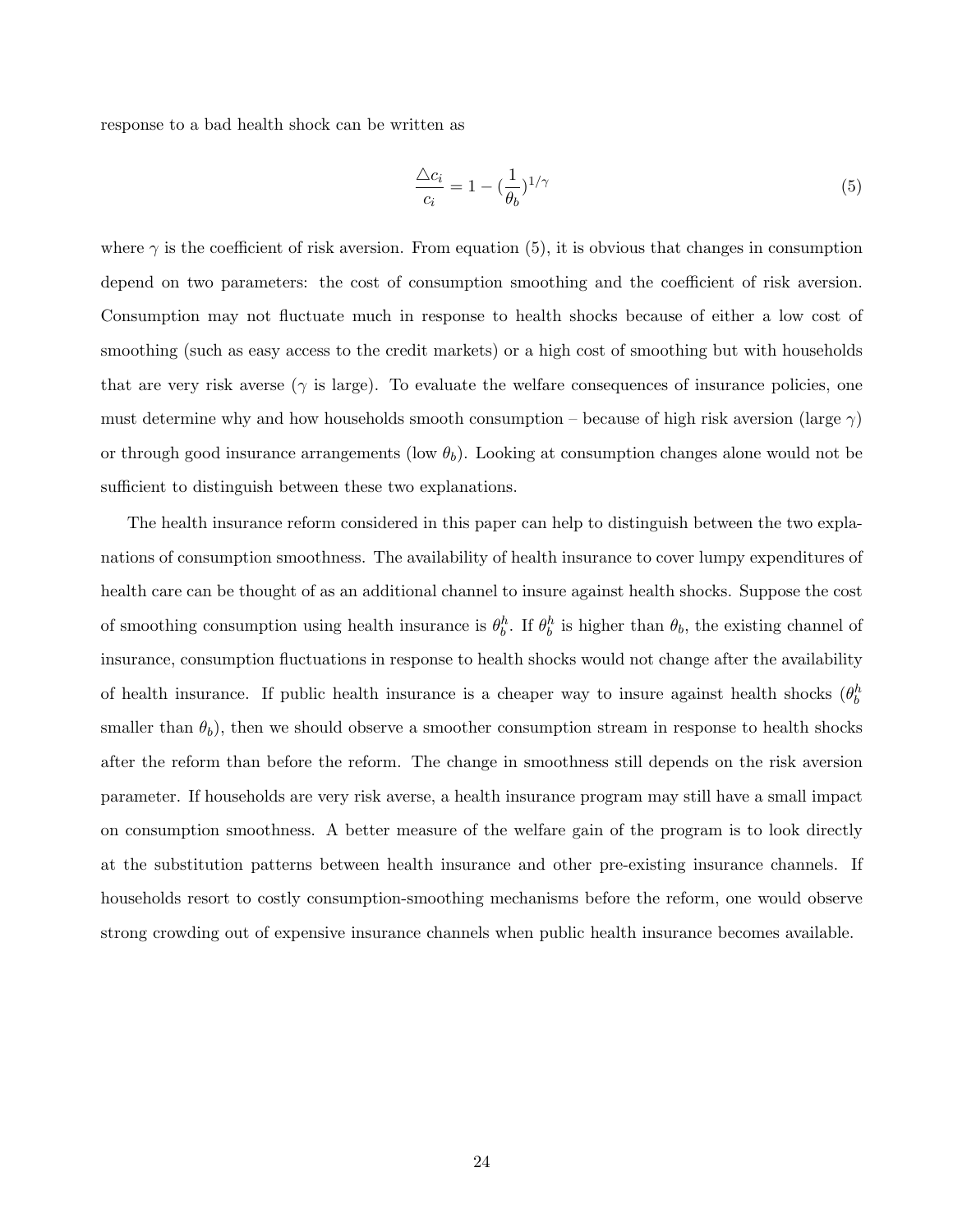response to a bad health shock can be written as

$$\frac{\triangle c_i}{c_i} = 1 - (\frac{1}{\theta_b})^{1/\gamma} \tag{5}$$

where $\gamma$ is the coefficient of risk aversion. From equation (5), it is obvious that changes in consumption depend on two parameters: the cost of consumption smoothing and the coefficient of risk aversion. Consumption may not fluctuate much in response to health shocks because of either a low cost of smoothing (such as easy access to the credit markets) or a high cost of smoothing but with households that are very risk averse ($\gamma$ is large). To evaluate the welfare consequences of insurance policies, one must determine why and how households smooth consumption – because of high risk aversion (large $\gamma$) or through good insurance arrangements (low $\theta_b$). Looking at consumption changes alone would not be sufficient to distinguish between these two explanations.

The health insurance reform considered in this paper can help to distinguish between the two explanations of consumption smoothness. The availability of health insurance to cover lumpy expenditures of health care can be thought of as an additional channel to insure against health shocks. Suppose the cost of smoothing consumption using health insurance is $\theta_b^h$. If $\theta_b^h$ is higher than $\theta_b$, the existing channel of insurance, consumption fluctuations in response to health shocks would not change after the availability of health insurance. If public health insurance is a cheaper way to insure against health shocks ($\theta_b^h$ smaller than $\theta_b$), then we should observe a smoother consumption stream in response to health shocks after the reform than before the reform. The change in smoothness still depends on the risk aversion parameter. If households are very risk averse, a health insurance program may still have a small impact on consumption smoothness. A better measure of the welfare gain of the program is to look directly at the substitution patterns between health insurance and other pre-existing insurance channels. If households resort to costly consumption-smoothing mechanisms before the reform, one would observe strong crowding out of expensive insurance channels when public health insurance becomes available.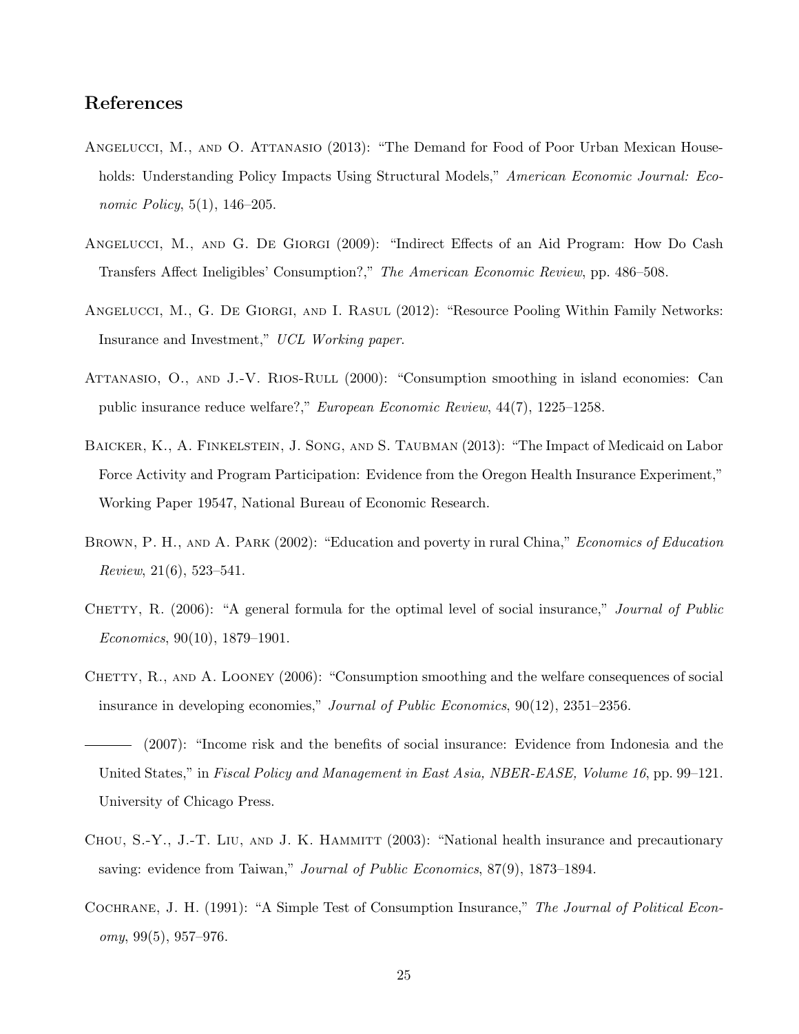## References

Angelucci, M., and O. Attanasio (2013): "The Demand for Food of Poor Urban Mexican Households: Understanding Policy Impacts Using Structural Models," *American Economic Journal: Economic Policy*, 5(1), 146–205.

Angelucci, M., and G. De Giorgi (2009): "Indirect Effects of an Aid Program: How Do Cash Transfers Affect Ineligibles' Consumption?," *The American Economic Review*, pp. 486–508.

Angelucci, M., G. De Giorgi, and I. Rasul (2012): "Resource Pooling Within Family Networks: Insurance and Investment," *UCL Working paper*.

Attanasio, O., and J.-V. Rios-Rull (2000): "Consumption smoothing in island economies: Can public insurance reduce welfare?," *European Economic Review*, 44(7), 1225–1258.

Baicker, K., A. Finkelstein, J. Song, and S. Taubman (2013): "The Impact of Medicaid on Labor Force Activity and Program Participation: Evidence from the Oregon Health Insurance Experiment," Working Paper 19547, National Bureau of Economic Research.

Brown, P. H., and A. Park (2002): "Education and poverty in rural China," *Economics of Education Review*, 21(6), 523–541.

Chetty, R. (2006): "A general formula for the optimal level of social insurance," *Journal of Public Economics*, 90(10), 1879–1901.

Chetty, R., and A. Looney (2006): "Consumption smoothing and the welfare consequences of social insurance in developing economies," *Journal of Public Economics*, 90(12), 2351–2356.

——— (2007): "Income risk and the benefits of social insurance: Evidence from Indonesia and the United States," in *Fiscal Policy and Management in East Asia, NBER-EASE, Volume 16*, pp. 99–121. University of Chicago Press.

Chou, S.-Y., J.-T. Liu, and J. K. Hammitt (2003): "National health insurance and precautionary saving: evidence from Taiwan," *Journal of Public Economics*, 87(9), 1873–1894.

Cochrane, J. H. (1991): "A Simple Test of Consumption Insurance," *The Journal of Political Economy*, 99(5), 957–976.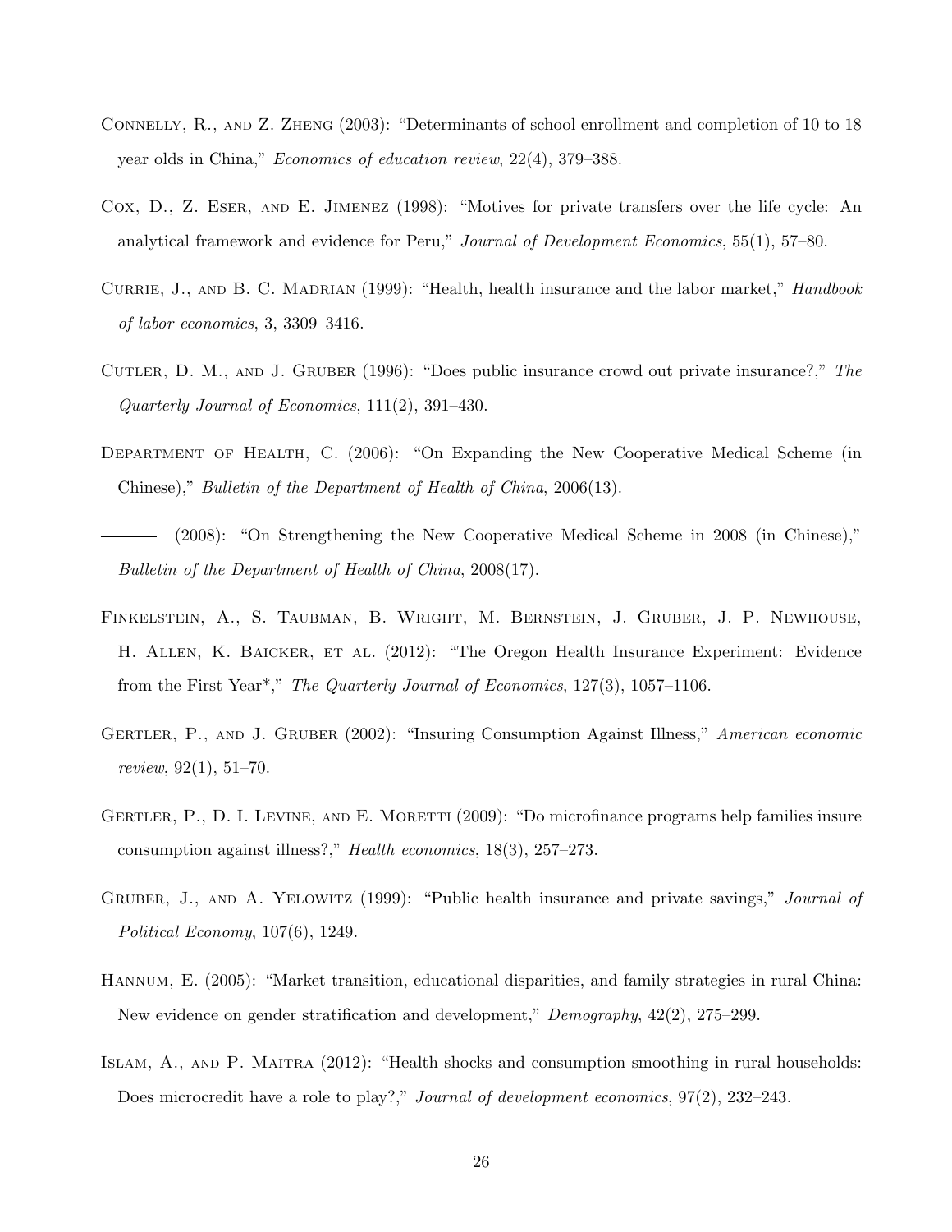Connelly, R., and Z. Zheng (2003): "Determinants of school enrollment and completion of 10 to 18 year olds in China," *Economics of education review*, 22(4), 379–388.

Cox, D., Z. Eser, and E. Jimenez (1998): "Motives for private transfers over the life cycle: An analytical framework and evidence for Peru," *Journal of Development Economics*, 55(1), 57–80.

Currie, J., and B. C. Madrian (1999): "Health, health insurance and the labor market," *Handbook of labor economics*, 3, 3309–3416.

Cutler, D. M., and J. Gruber (1996): "Does public insurance crowd out private insurance?," *The Quarterly Journal of Economics*, 111(2), 391–430.

Department of Health, C. (2006): "On Expanding the New Cooperative Medical Scheme (in Chinese)," *Bulletin of the Department of Health of China*, 2006(13).

——— (2008): "On Strengthening the New Cooperative Medical Scheme in 2008 (in Chinese)," *Bulletin of the Department of Health of China*, 2008(17).

Finkelstein, A., S. Taubman, B. Wright, M. Bernstein, J. Gruber, J. P. Newhouse, H. Allen, K. Baicker, et al. (2012): "The Oregon Health Insurance Experiment: Evidence from the First Year*," *The Quarterly Journal of Economics*, 127(3), 1057–1106.

Gertler, P., and J. Gruber (2002): "Insuring Consumption Against Illness," *American economic review*, 92(1), 51–70.

Gertler, P., D. I. Levine, and E. Moretti (2009): "Do microfinance programs help families insure consumption against illness?," *Health economics*, 18(3), 257–273.

Gruber, J., and A. Yelowitz (1999): "Public health insurance and private savings," *Journal of Political Economy*, 107(6), 1249.

Hannum, E. (2005): "Market transition, educational disparities, and family strategies in rural China: New evidence on gender stratification and development," *Demography*, 42(2), 275–299.

Islam, A., and P. Maitra (2012): "Health shocks and consumption smoothing in rural households: Does microcredit have a role to play?," *Journal of development economics*, 97(2), 232–243.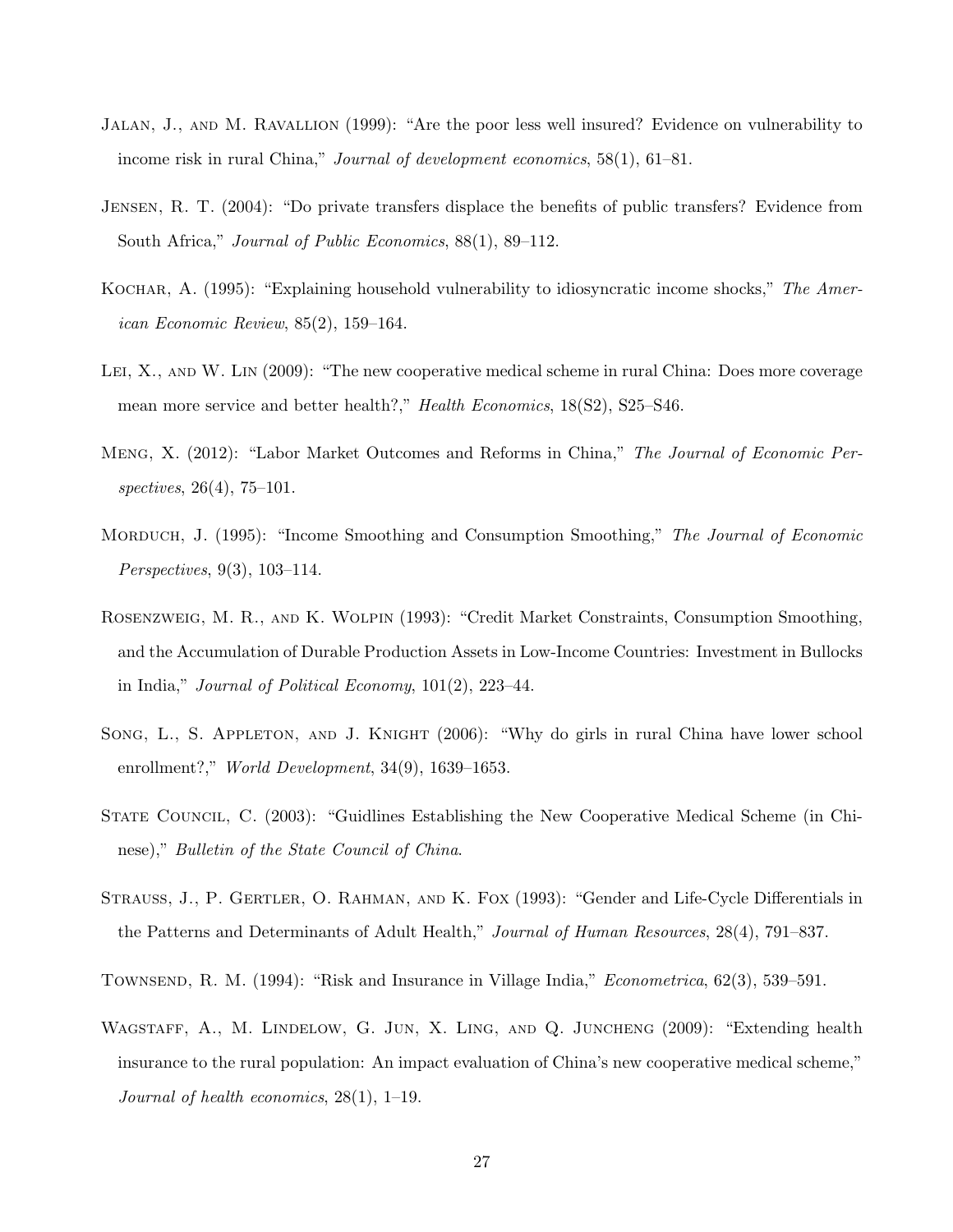Jalan, J., and M. Ravallion (1999): "Are the poor less well insured? Evidence on vulnerability to income risk in rural China," *Journal of development economics*, 58(1), 61–81.

Jensen, R. T. (2004): "Do private transfers displace the benefits of public transfers? Evidence from South Africa," *Journal of Public Economics*, 88(1), 89–112.

Kochar, A. (1995): "Explaining household vulnerability to idiosyncratic income shocks," *The American Economic Review*, 85(2), 159–164.

Lei, X., and W. Lin (2009): "The new cooperative medical scheme in rural China: Does more coverage mean more service and better health?," *Health Economics*, 18(S2), S25–S46.

Meng, X. (2012): "Labor Market Outcomes and Reforms in China," *The Journal of Economic Perspectives*, 26(4), 75–101.

Morduch, J. (1995): "Income Smoothing and Consumption Smoothing," *The Journal of Economic Perspectives*, 9(3), 103–114.

Rosenzweig, M. R., and K. Wolpin (1993): "Credit Market Constraints, Consumption Smoothing, and the Accumulation of Durable Production Assets in Low-Income Countries: Investment in Bullocks in India," *Journal of Political Economy*, 101(2), 223–44.

Song, L., S. Appleton, and J. Knight (2006): "Why do girls in rural China have lower school enrollment?," *World Development*, 34(9), 1639–1653.

State Council, C. (2003): "Guidlines Establishing the New Cooperative Medical Scheme (in Chinese)," *Bulletin of the State Council of China*.

Strauss, J., P. Gertler, O. Rahman, and K. Fox (1993): "Gender and Life-Cycle Differentials in the Patterns and Determinants of Adult Health," *Journal of Human Resources*, 28(4), 791–837.

Townsend, R. M. (1994): "Risk and Insurance in Village India," *Econometrica*, 62(3), 539–591.

Wagstaff, A., M. Lindelow, G. Jun, X. Ling, and Q. Juncheng (2009): "Extending health insurance to the rural population: An impact evaluation of China's new cooperative medical scheme," *Journal of health economics*, 28(1), 1–19.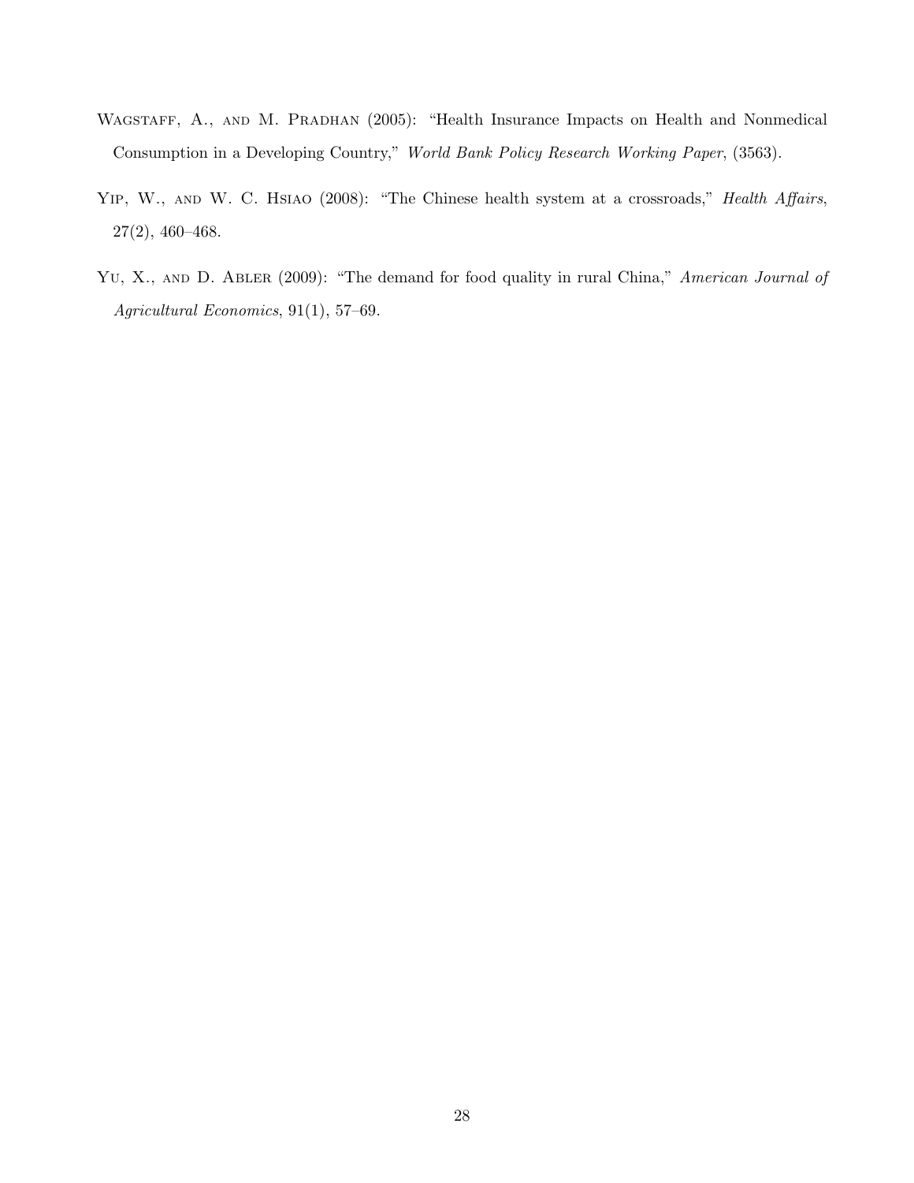Wagstaff, A., and M. Pradhan (2005): "Health Insurance Impacts on Health and Nonmedical Consumption in a Developing Country," *World Bank Policy Research Working Paper*, (3563).

Yip, W., and W. C. Hsiao (2008): "The Chinese health system at a crossroads," *Health Affairs*, 27(2), 460–468.

Yu, X., and D. Abler (2009): "The demand for food quality in rural China," *American Journal of Agricultural Economics*, 91(1), 57–69.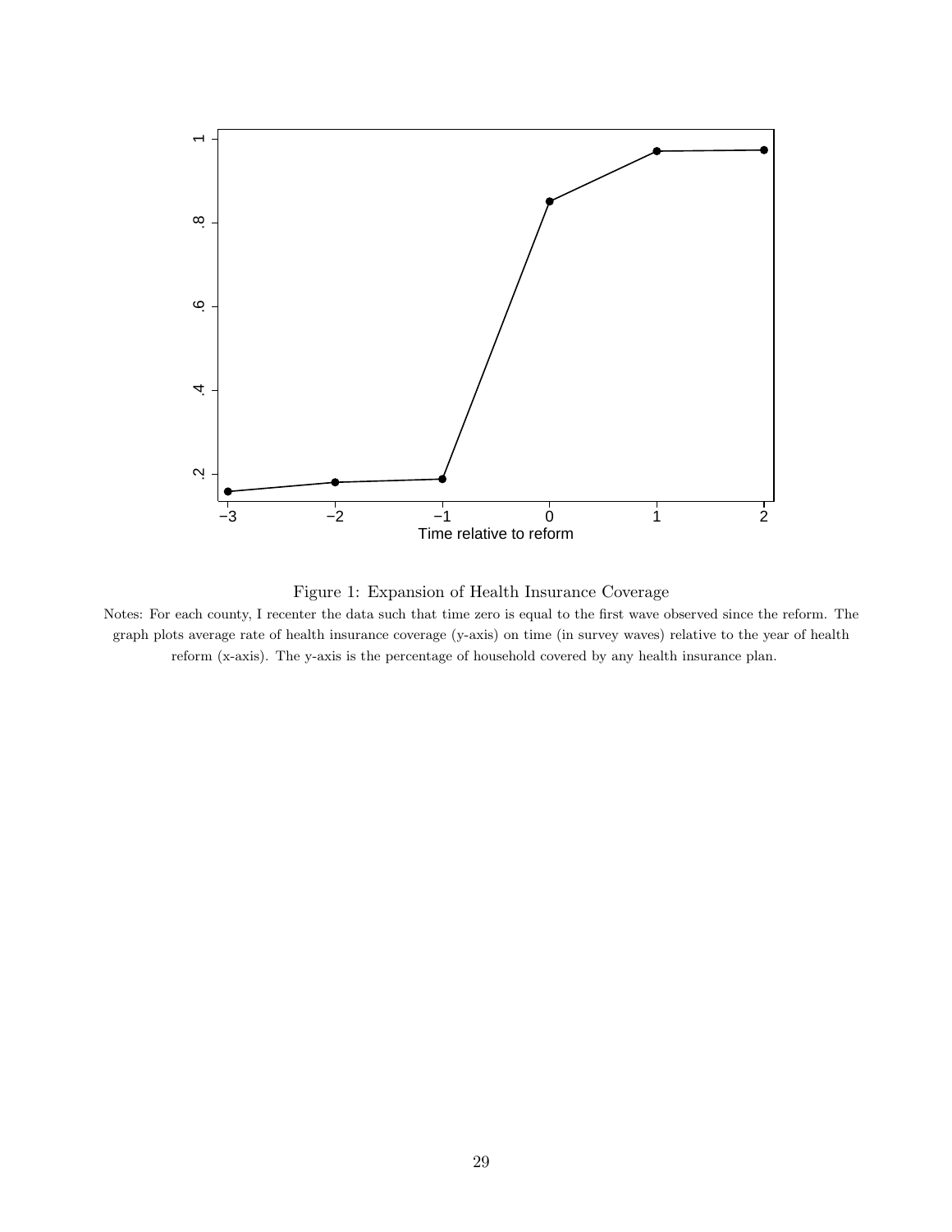1

.8

.6

.4

.2

−3 −2 −1 0 1 2

Time relative to reform

Figure 1: Expansion of Health Insurance Coverage

Notes: For each county, I recenter the data such that time zero is equal to the first wave observed since the reform. The graph plots average rate of health insurance coverage (y-axis) on time (in survey waves) relative to the year of health reform (x-axis). The y-axis is the percentage of household covered by any health insurance plan.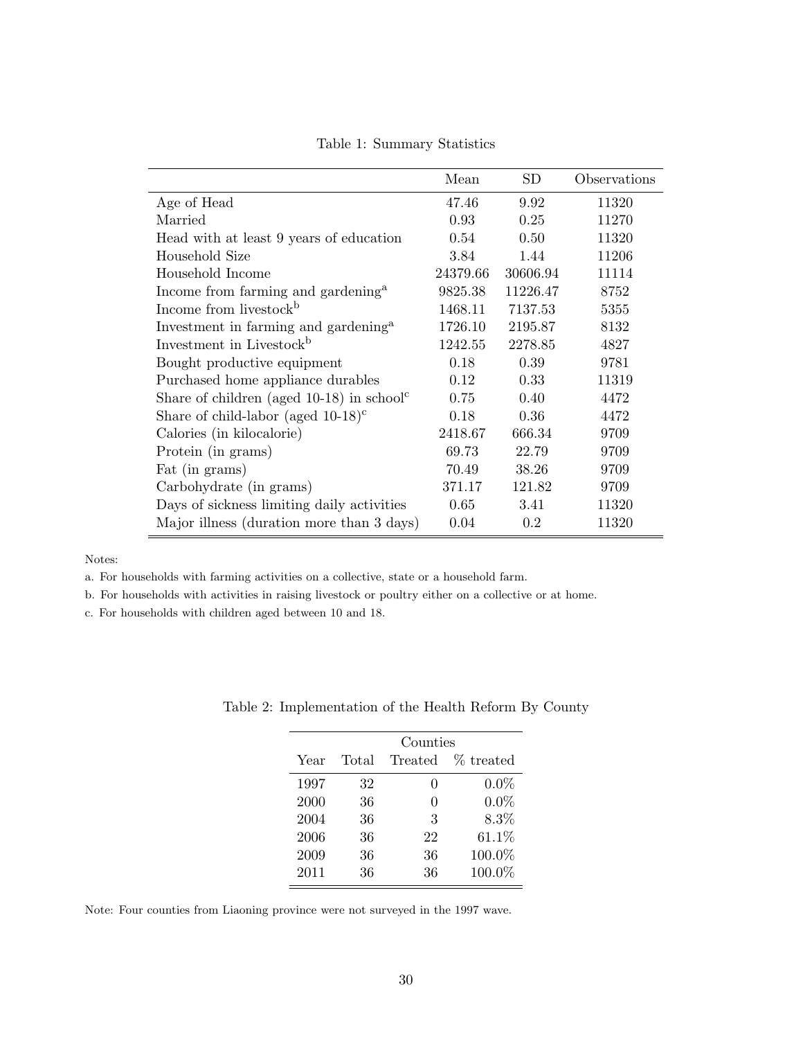Table 1: Summary Statistics

| | Mean | SD | Observations |
|---|---|---|---|
| Age of Head | 47.46 | 9.92 | 11320 |
| Married | 0.93 | 0.25 | 11270 |
| Head with at least 9 years of education | 0.54 | 0.50 | 11320 |
| Household Size | 3.84 | 1.44 | 11206 |
| Household Income | 24379.66 | 30606.94 | 11114 |
| Income from farming and gardening[a] | 9825.38 | 11226.47 | 8752 |
| Income from livestock[b] | 1468.11 | 7137.53 | 5355 |
| Investment in farming and gardening[a] | 1726.10 | 2195.87 | 8132 |
| Investment in Livestock[b] | 1242.55 | 2278.85 | 4827 |
| Bought productive equipment | 0.18 | 0.39 | 9781 |
| Purchased home appliance durables | 0.12 | 0.33 | 11319 |
| Share of children (aged 10-18) in school[c] | 0.75 | 0.40 | 4472 |
| Share of child-labor (aged 10-18)[c] | 0.18 | 0.36 | 4472 |
| Calories (in kilocalorie) | 2418.67 | 666.34 | 9709 |
| Protein (in grams) | 69.73 | 22.79 | 9709 |
| Fat (in grams) | 70.49 | 38.26 | 9709 |
| Carbohydrate (in grams) | 371.17 | 121.82 | 9709 |
| Days of sickness limiting daily activities | 0.65 | 3.41 | 11320 |
| Major illness (duration more than 3 days) | 0.04 | 0.2 | 11320 |

Notes:

a. For households with farming activities on a collective, state or a household farm.

b. For households with activities in raising livestock or poultry either on a collective or at home.

c. For households with children aged between 10 and 18.

Table 2: Implementation of the Health Reform By County

| | Counties | | |
|---|---|---|---|
| Year | Total | Treated | % treated |
| 1997 | 32 | 0 | 0.0% |
| 2000 | 36 | 0 | 0.0% |
| 2004 | 36 | 3 | 8.3% |
| 2006 | 36 | 22 | 61.1% |
| 2009 | 36 | 36 | 100.0% |
| 2011 | 36 | 36 | 100.0% |

Note: Four counties from Liaoning province were not surveyed in the 1997 wave.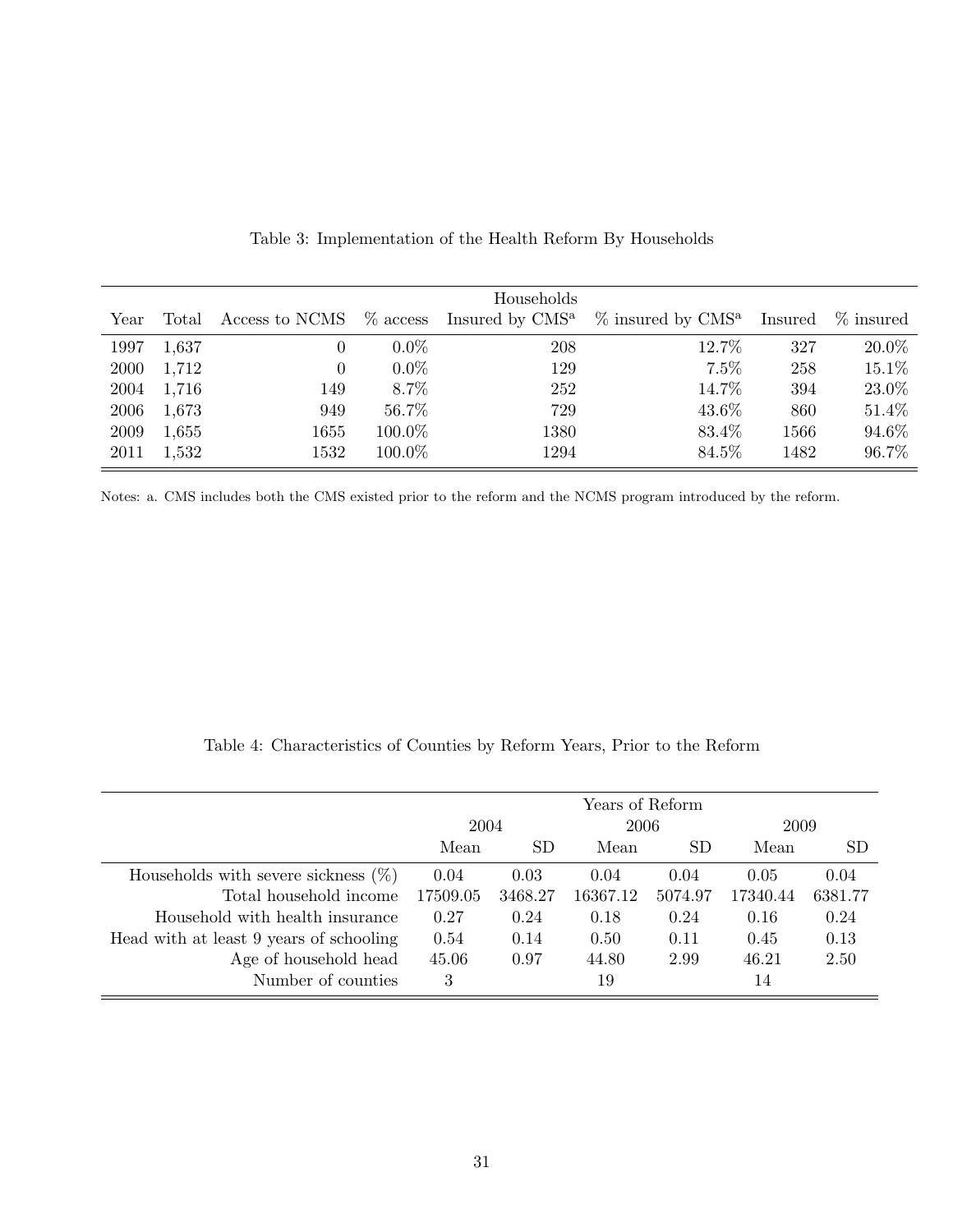Table 3: Implementation of the Health Reform By Households

| Year | Total | Access to NCMS | % access | Households Insured by CMS[a] | % insured by CMS[a] | Insured | % insured |
|---|---|---|---|---|---|---|---|
| 1997 | 1,637 | 0 | 0.0% | 208 | 12.7% | 327 | 20.0% |
| 2000 | 1,712 | 0 | 0.0% | 129 | 7.5% | 258 | 15.1% |
| 2004 | 1,716 | 149 | 8.7% | 252 | 14.7% | 394 | 23.0% |
| 2006 | 1,673 | 949 | 56.7% | 729 | 43.6% | 860 | 51.4% |
| 2009 | 1,655 | 1655 | 100.0% | 1380 | 83.4% | 1566 | 94.6% |
| 2011 | 1,532 | 1532 | 100.0% | 1294 | 84.5% | 1482 | 96.7% |

Notes: a. CMS includes both the CMS existed prior to the reform and the NCMS program introduced by the reform.

Table 4: Characteristics of Counties by Reform Years, Prior to the Reform

| | Years of Reform | | | | | |
|---|---|---|---|---|---|---|
| | 2004 | | 2006 | | 2009 | |
| | Mean | SD | Mean | SD | Mean | SD |
| Households with severe sickness (%) | 0.04 | 0.03 | 0.04 | 0.04 | 0.05 | 0.04 |
| Total household income | 17509.05 | 3468.27 | 16367.12 | 5074.97 | 17340.44 | 6381.77 |
| Household with health insurance | 0.27 | 0.24 | 0.18 | 0.24 | 0.16 | 0.24 |
| Head with at least 9 years of schooling | 0.54 | 0.14 | 0.50 | 0.11 | 0.45 | 0.13 |
| Age of household head | 45.06 | 0.97 | 44.80 | 2.99 | 46.21 | 2.50 |
| Number of counties | 3 | | 19 | | 14 | |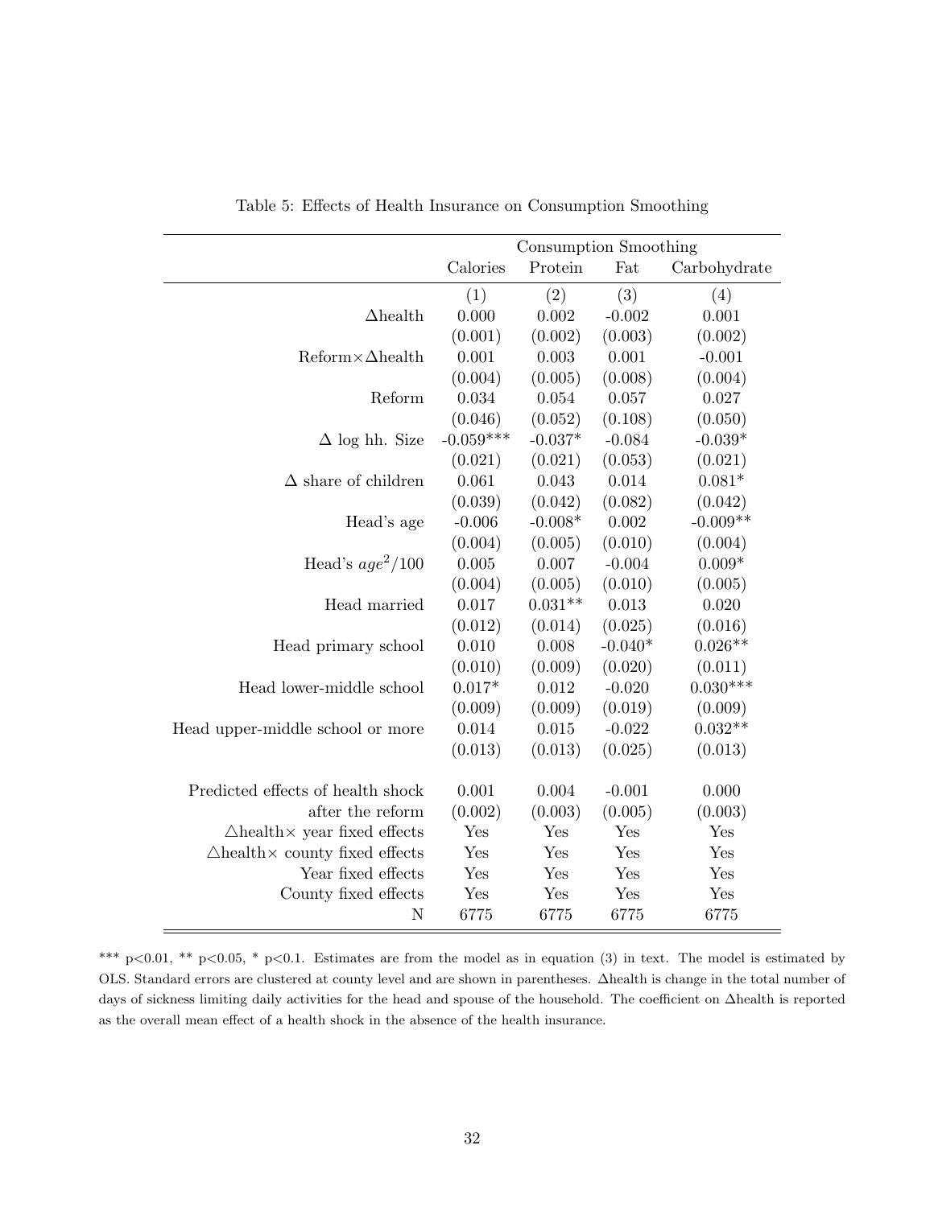Table 5: Effects of Health Insurance on Consumption Smoothing

| | Consumption Smoothing | | | |
|---|---|---|---|---|
| | Calories | Protein | Fat | Carbohydrate |
| | (1) | (2) | (3) | (4) |
| $\Delta$health | 0.000 | 0.002 | -0.002 | 0.001 |
| | (0.001) | (0.002) | (0.003) | (0.002) |
| Reform$\times\Delta$health | 0.001 | 0.003 | 0.001 | -0.001 |
| | (0.004) | (0.005) | (0.008) | (0.004) |
| Reform | 0.034 | 0.054 | 0.057 | 0.027 |
| | (0.046) | (0.052) | (0.108) | (0.050) |
| $\Delta$ log hh. Size | -0.059*** | -0.037* | -0.084 | -0.039* |
| | (0.021) | (0.021) | (0.053) | (0.021) |
| $\Delta$ share of children | 0.061 | 0.043 | 0.014 | 0.081* |
| | (0.039) | (0.042) | (0.082) | (0.042) |
| Head's age | -0.006 | -0.008* | 0.002 | -0.009** |
| | (0.004) | (0.005) | (0.010) | (0.004) |
| Head's $age^2/100$ | 0.005 | 0.007 | -0.004 | 0.009* |
| | (0.004) | (0.005) | (0.010) | (0.005) |
| Head married | 0.017 | 0.031** | 0.013 | 0.020 |
| | (0.012) | (0.014) | (0.025) | (0.016) |
| Head primary school | 0.010 | 0.008 | -0.040* | 0.026** |
| | (0.010) | (0.009) | (0.020) | (0.011) |
| Head lower-middle school | 0.017* | 0.012 | -0.020 | 0.030*** |
| | (0.009) | (0.009) | (0.019) | (0.009) |
| Head upper-middle school or more | 0.014 | 0.015 | -0.022 | 0.032** |
| | (0.013) | (0.013) | (0.025) | (0.013) |
| Predicted effects of health shock | 0.001 | 0.004 | -0.001 | 0.000 |
| after the reform | (0.002) | (0.003) | (0.005) | (0.003) |
| $\triangle$health$\times$ year fixed effects | Yes | Yes | Yes | Yes |
| $\triangle$health$\times$ county fixed effects | Yes | Yes | Yes | Yes |
| Year fixed effects | Yes | Yes | Yes | Yes |
| County fixed effects | Yes | Yes | Yes | Yes |
| N | 6775 | 6775 | 6775 | 6775 |

*** p<0.01, ** p<0.05, * p<0.1. Estimates are from the model as in equation (3) in text. The model is estimated by OLS. Standard errors are clustered at county level and are shown in parentheses. $\Delta$health is change in the total number of days of sickness limiting daily activities for the head and spouse of the household. The coefficient on $\Delta$health is reported as the overall mean effect of a health shock in the absence of the health insurance.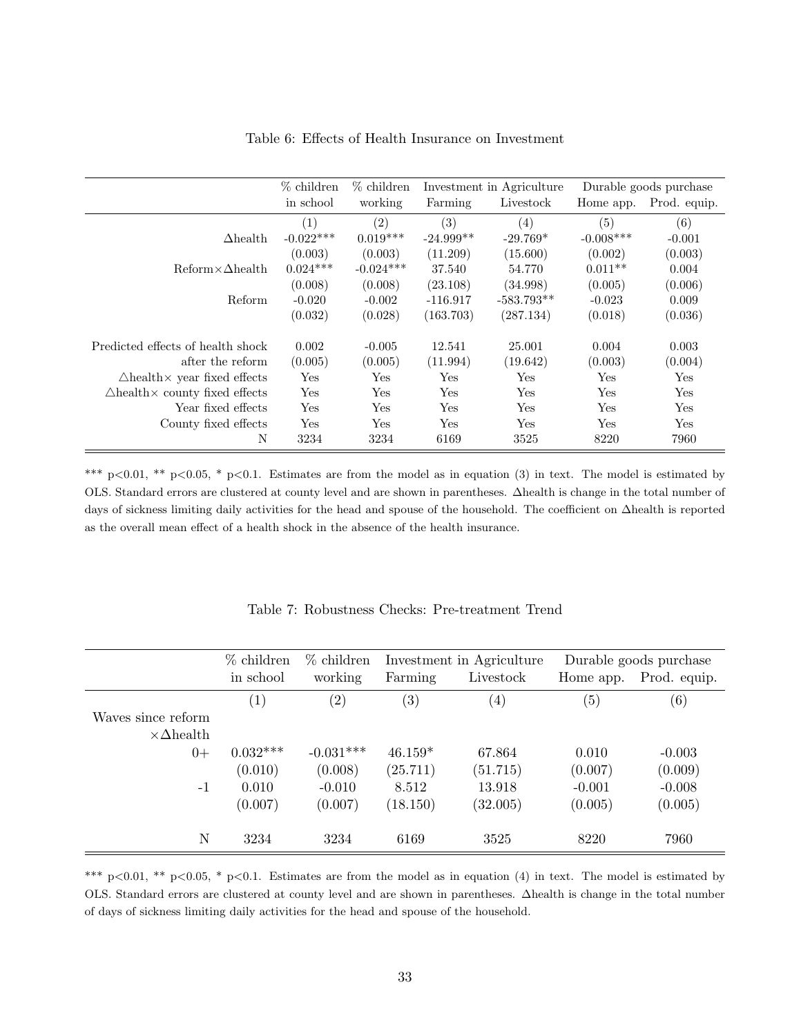Table 6: Effects of Health Insurance on Investment

| | % children in school | % children working | Investment in Agriculture | | Durable goods purchase | |
|---|---|---|---|---|---|---|
| | | | Farming | Livestock | Home app. | Prod. equip. |
| | (1) | (2) | (3) | (4) | (5) | (6) |
| $\Delta$health | -0.022*** | 0.019*** | -24.999** | -29.769* | -0.008*** | -0.001 |
| | (0.003) | (0.003) | (11.209) | (15.600) | (0.002) | (0.003) |
| Reform×$\Delta$health | 0.024*** | -0.024*** | 37.540 | 54.770 | 0.011** | 0.004 |
| | (0.008) | (0.008) | (23.108) | (34.998) | (0.005) | (0.006) |
| Reform | -0.020 | -0.002 | -116.917 | -583.793** | -0.023 | 0.009 |
| | (0.032) | (0.028) | (163.703) | (287.134) | (0.018) | (0.036) |
| Predicted effects of health shock after the reform | 0.002 | -0.005 | 12.541 | 25.001 | 0.004 | 0.003 |
| | (0.005) | (0.005) | (11.994) | (19.642) | (0.003) | (0.004) |
| $\triangle$health× year fixed effects | Yes | Yes | Yes | Yes | Yes | Yes |
| $\triangle$health× county fixed effects | Yes | Yes | Yes | Yes | Yes | Yes |
| Year fixed effects | Yes | Yes | Yes | Yes | Yes | Yes |
| County fixed effects | Yes | Yes | Yes | Yes | Yes | Yes |
| N | 3234 | 3234 | 6169 | 3525 | 8220 | 7960 |

*** p<0.01, ** p<0.05, * p<0.1. Estimates are from the model as in equation (3) in text. The model is estimated by OLS. Standard errors are clustered at county level and are shown in parentheses. $\Delta$health is change in the total number of days of sickness limiting daily activities for the head and spouse of the household. The coefficient on $\Delta$health is reported as the overall mean effect of a health shock in the absence of the health insurance.

Table 7: Robustness Checks: Pre-treatment Trend

| | % children in school | % children working | Investment in Agriculture | | Durable goods purchase | |
|---|---|---|---|---|---|---|
| | | | Farming | Livestock | Home app. | Prod. equip. |
| | (1) | (2) | (3) | (4) | (5) | (6) |
| Waves since reform ×$\Delta$health | | | | | | |
| 0+ | 0.032*** | -0.031*** | 46.159* | 67.864 | 0.010 | -0.003 |
| | (0.010) | (0.008) | (25.711) | (51.715) | (0.007) | (0.009) |
| -1 | 0.010 | -0.010 | 8.512 | 13.918 | -0.001 | -0.008 |
| | (0.007) | (0.007) | (18.150) | (32.005) | (0.005) | (0.005) |
| N | 3234 | 3234 | 6169 | 3525 | 8220 | 7960 |

*** p<0.01, ** p<0.05, * p<0.1. Estimates are from the model as in equation (4) in text. The model is estimated by OLS. Standard errors are clustered at county level and are shown in parentheses. $\Delta$health is change in the total number of days of sickness limiting daily activities for the head and spouse of the household.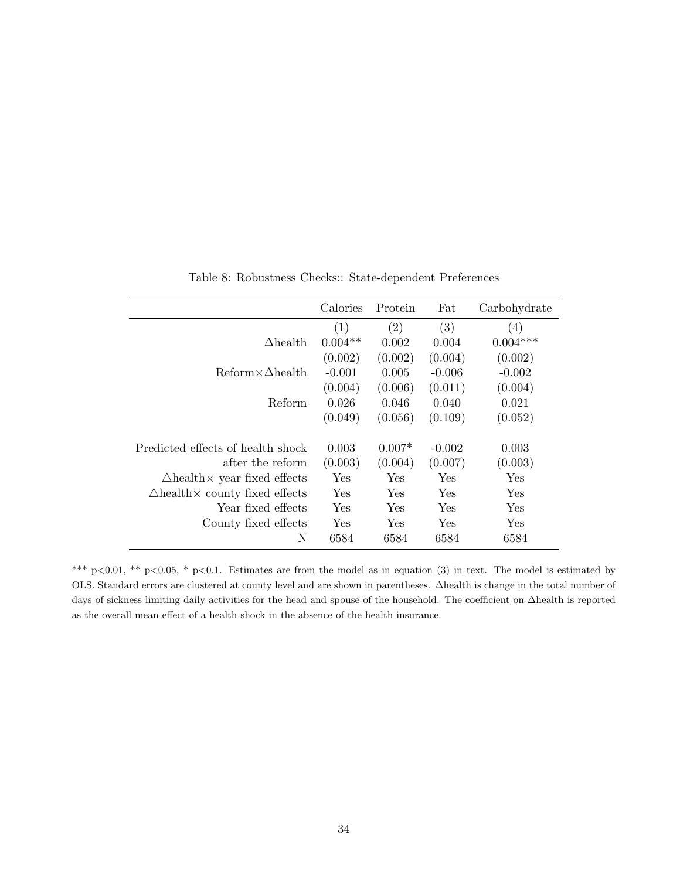Table 8: Robustness Checks:: State-dependent Preferences

| | Calories | Protein | Fat | Carbohydrate |
|---|---|---|---|---|
| | (1) | (2) | (3) | (4) |
| $\Delta$health | 0.004** | 0.002 | 0.004 | 0.004*** |
| | (0.002) | (0.002) | (0.004) | (0.002) |
| Reform$\times\Delta$health | -0.001 | 0.005 | -0.006 | -0.002 |
| | (0.004) | (0.006) | (0.011) | (0.004) |
| Reform | 0.026 | 0.046 | 0.040 | 0.021 |
| | (0.049) | (0.056) | (0.109) | (0.052) |
| Predicted effects of health shock | 0.003 | 0.007* | -0.002 | 0.003 |
| after the reform | (0.003) | (0.004) | (0.007) | (0.003) |
| $\triangle$health$\times$ year fixed effects | Yes | Yes | Yes | Yes |
| $\triangle$health$\times$ county fixed effects | Yes | Yes | Yes | Yes |
| Year fixed effects | Yes | Yes | Yes | Yes |
| County fixed effects | Yes | Yes | Yes | Yes |
| N | 6584 | 6584 | 6584 | 6584 |

*** p<0.01, ** p<0.05, * p<0.1. Estimates are from the model as in equation (3) in text. The model is estimated by OLS. Standard errors are clustered at county level and are shown in parentheses. $\Delta$health is change in the total number of days of sickness limiting daily activities for the head and spouse of the household. The coefficient on $\Delta$health is reported as the overall mean effect of a health shock in the absence of the health insurance.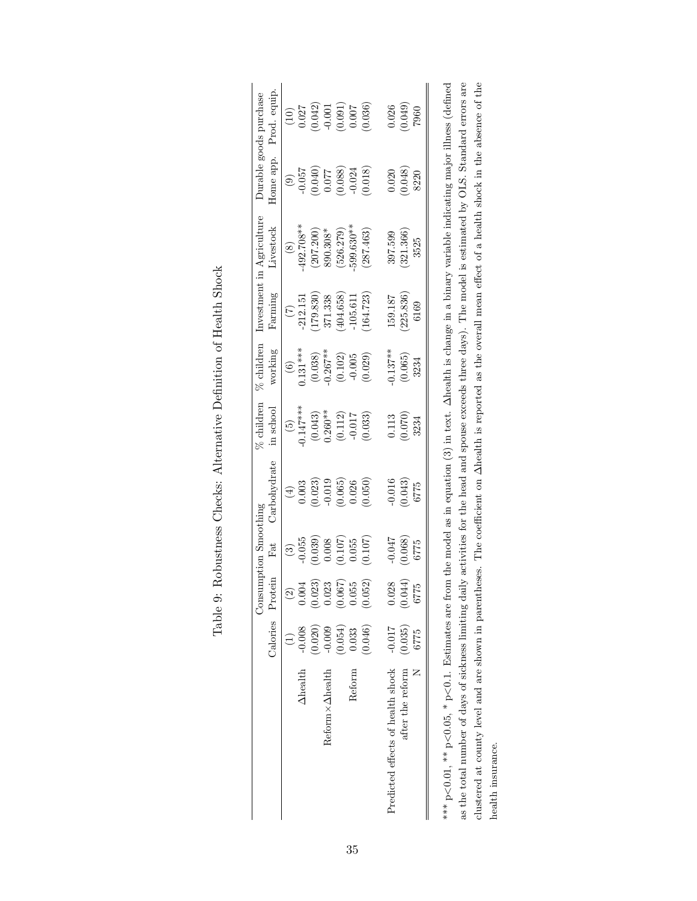Table 9: Robustness Checks: Alternative Definition of Health Shock

| | Consumption Smoothing | | | | % children | % children | Investment in Agriculture | | Durable goods purchase | |
|---|---|---|---|---|---|---|---|---|---|---|
| | Calories | Protein | Fat | Carbohydrate | in school | working | Farming | Livestock | Home app. | Prod. equip. |
| | (1) | (2) | (3) | (4) | (5) | (6) | (7) | (8) | (9) | (10) |
| Δhealth | -0.008 | 0.004 | -0.055 | 0.003 | -0.147*** | 0.131*** | -212.151 | -492.708** | -0.057 | 0.027 |
| | (0.020) | (0.023) | (0.039) | (0.023) | (0.043) | (0.038) | (179.830) | (207.200) | (0.040) | (0.042) |
| Reform×Δhealth | -0.009 | 0.023 | 0.008 | -0.019 | 0.260** | -0.267** | 371.338 | 890.308* | 0.077 | -0.001 |
| | (0.054) | (0.067) | (0.107) | (0.065) | (0.112) | (0.102) | (404.658) | (526.279) | (0.088) | (0.091) |
| Reform | 0.033 | 0.055 | 0.055 | 0.026 | -0.017 | -0.005 | -105.611 | -599.630** | -0.024 | 0.007 |
| | (0.046) | (0.052) | (0.107) | (0.050) | (0.033) | (0.029) | (164.723) | (287.463) | (0.018) | (0.036) |
| Predicted effects of health shock | -0.017 | 0.028 | -0.047 | -0.016 | 0.113 | -0.137** | 159.187 | 397.599 | 0.020 | 0.026 |
| after the reform | (0.035) | (0.044) | (0.068) | (0.043) | (0.070) | (0.065) | (225.836) | (321.366) | (0.048) | (0.049) |
| N | 6775 | 6775 | 6775 | 6775 | 3234 | 3234 | 6169 | 3525 | 8220 | 7960 |

*** p<0.01, ** p<0.05, * p<0.1. Estimates are from the model as in equation (3) in text. Δhealth is change in a binary variable indicating major illness (defined as the total number of days of sickness limiting daily activities for the head and spouse exceeds three days). The model is estimated by OLS. Standard errors are clustered at county level and are shown in parentheses. The coefficient on Δhealth is reported as the overall mean effect of a health shock in the absence of the health insurance.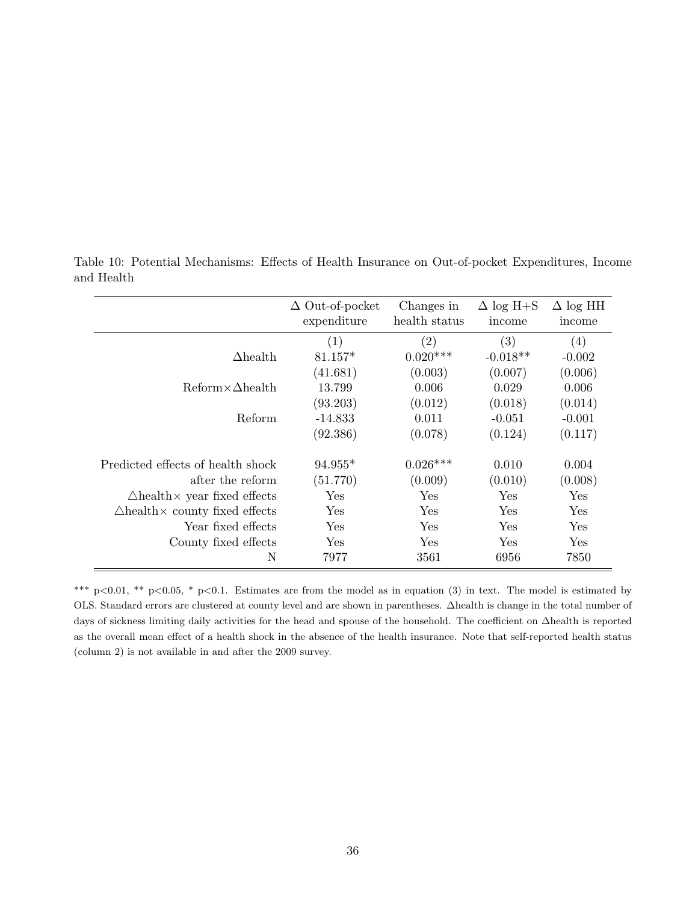Table 10: Potential Mechanisms: Effects of Health Insurance on Out-of-pocket Expenditures, Income and Health

| | $\Delta$ Out-of-pocket expenditure | Changes in health status | $\Delta$ log H+S income | $\Delta$ log HH income |
|---|---|---|---|---|
| | (1) | (2) | (3) | (4) |
| $\Delta$health | 81.157* | 0.020*** | -0.018** | -0.002 |
| | (41.681) | (0.003) | (0.007) | (0.006) |
| Reform$\times\Delta$health | 13.799 | 0.006 | 0.029 | 0.006 |
| | (93.203) | (0.012) | (0.018) | (0.014) |
| Reform | -14.833 | 0.011 | -0.051 | -0.001 |
| | (92.386) | (0.078) | (0.124) | (0.117) |
| Predicted effects of health shock | 94.955* | 0.026*** | 0.010 | 0.004 |
| after the reform | (51.770) | (0.009) | (0.010) | (0.008) |
| $\triangle$health$\times$ year fixed effects | Yes | Yes | Yes | Yes |
| $\triangle$health$\times$ county fixed effects | Yes | Yes | Yes | Yes |
| Year fixed effects | Yes | Yes | Yes | Yes |
| County fixed effects | Yes | Yes | Yes | Yes |
| N | 7977 | 3561 | 6956 | 7850 |

*** p<0.01, ** p<0.05, * p<0.1. Estimates are from the model as in equation (3) in text. The model is estimated by OLS. Standard errors are clustered at county level and are shown in parentheses. $\Delta$health is change in the total number of days of sickness limiting daily activities for the head and spouse of the household. The coefficient on $\Delta$health is reported as the overall mean effect of a health shock in the absence of the health insurance. Note that self-reported health status (column 2) is not available in and after the 2009 survey.